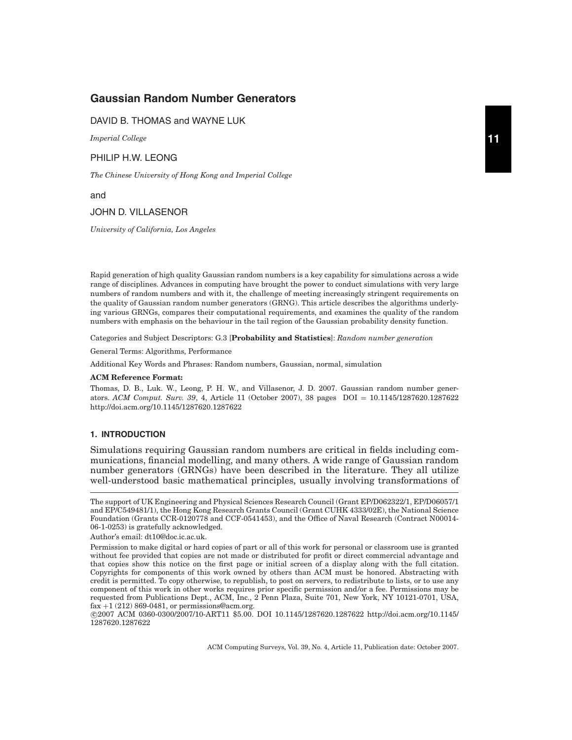# Gaussian Random Number Generators

DAVID B. THOMAS and WAYNE LUK

*Imperial College*

PHILIP H.W. LEONG

*The Chinese University of Hong Kong and Imperial College*

and

JOHN D. VILLASENOR

*University of California, Los Angeles*

Rapid generation of high quality Gaussian random numbers is a key capability for simulations across a wide range of disciplines. Advances in computing have brought the power to conduct simulations with very large numbers of random numbers and with it, the challenge of meeting increasingly stringent requirements on the quality of Gaussian random number generators (GRNG). This article describes the algorithms underlying various GRNGs, compares their computational requirements, and examines the quality of the random numbers with emphasis on the behaviour in the tail region of the Gaussian probability density function.

Categories and Subject Descriptors: G.3 [**Probability and Statistics**]: *Random number generation*

General Terms: Algorithms, Performance

Additional Key Words and Phrases: Random numbers, Gaussian, normal, simulation

**ACM Reference Format:**

Thomas, D. B., Luk. W., Leong, P. H. W., and Villasenor, J. D. 2007. Gaussian random number generators. *ACM Comput. Surv. 39*, 4, Article 11 (October 2007), 38 pages DOI = 10.1145/1287620.1287622 http://doi.acm.org/10.1145/1287620.1287622

## 1. INTRODUCTION

Simulations requiring Gaussian random numbers are critical in fields including communications, financial modelling, and many others. A wide range of Gaussian random number generators (GRNGs) have been described in the literature. They all utilize well-understood basic mathematical principles, usually involving transformations of

---

The support of UK Engineering and Physical Sciences Research Council (Grant EP/D062322/1, EP/D06057/1 and EP/C549481/1), the Hong Kong Research Grants Council (Grant CUHK 4333/02E), the National Science Foundation (Grants CCR-0120778 and CCF-0541453), and the Office of Naval Research (Contract N00014-06-1-0253) is gratefully acknowledged.

Author's email: dt10@doc.ic.ac.uk.

Permission to make digital or hard copies of part or all of this work for personal or classroom use is granted without fee provided that copies are not made or distributed for profit or direct commercial advantage and that copies show this notice on the first page or initial screen of a display along with the full citation. Copyrights for components of this work owned by others than ACM must be honored. Abstracting with credit is permitted. To copy otherwise, to republish, to post on servers, to redistribute to lists, or to use any component of this work in other works requires prior specific permission and/or a fee. Permissions may be requested from Publications Dept., ACM, Inc., 2 Penn Plaza, Suite 701, New York, NY 10121-0701, USA, fax +1 (212) 869-0481, or permissions@acm.org.

©2007 ACM 0360-0300/2007/10-ART11 $5.00. DOI 10.1145/1287620.1287622 http://doi.acm.org/10.1145/1287620.1287622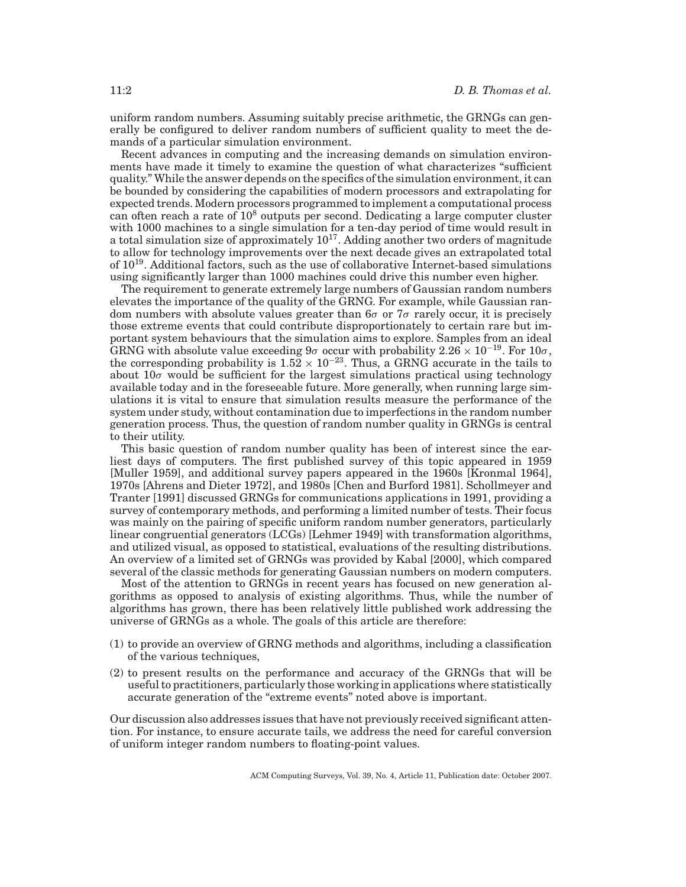uniform random numbers. Assuming suitably precise arithmetic, the GRNGs can generally be configured to deliver random numbers of sufficient quality to meet the demands of a particular simulation environment.

Recent advances in computing and the increasing demands on simulation environments have made it timely to examine the question of what characterizes "sufficient quality." While the answer depends on the specifics of the simulation environment, it can be bounded by considering the capabilities of modern processors and extrapolating for expected trends. Modern processors programmed to implement a computational process can often reach a rate of $10^8$ outputs per second. Dedicating a large computer cluster with 1000 machines to a single simulation for a ten-day period of time would result in a total simulation size of approximately $10^{17}$. Adding another two orders of magnitude to allow for technology improvements over the next decade gives an extrapolated total of $10^{19}$. Additional factors, such as the use of collaborative Internet-based simulations using significantly larger than 1000 machines could drive this number even higher.

The requirement to generate extremely large numbers of Gaussian random numbers elevates the importance of the quality of the GRNG. For example, while Gaussian random numbers with absolute values greater than $6\sigma$ or $7\sigma$ rarely occur, it is precisely those extreme events that could contribute disproportionately to certain rare but important system behaviours that the simulation aims to explore. Samples from an ideal GRNG with absolute value exceeding $9\sigma$ occur with probability $2.26 \times 10^{-19}$. For $10\sigma$, the corresponding probability is $1.52 \times 10^{-23}$. Thus, a GRNG accurate in the tails to about $10\sigma$ would be sufficient for the largest simulations practical using technology available today and in the foreseeable future. More generally, when running large simulations it is vital to ensure that simulation results measure the performance of the system under study, without contamination due to imperfections in the random number generation process. Thus, the question of random number quality in GRNGs is central to their utility.

This basic question of random number quality has been of interest since the earliest days of computers. The first published survey of this topic appeared in 1959 [Muller 1959], and additional survey papers appeared in the 1960s [Kronmal 1964], 1970s [Ahrens and Dieter 1972], and 1980s [Chen and Burford 1981]. Schollmeyer and Tranter [1991] discussed GRNGs for communications applications in 1991, providing a survey of contemporary methods, and performing a limited number of tests. Their focus was mainly on the pairing of specific uniform random number generators, particularly linear congruential generators (LCGs) [Lehmer 1949] with transformation algorithms, and utilized visual, as opposed to statistical, evaluations of the resulting distributions. An overview of a limited set of GRNGs was provided by Kabal [2000], which compared several of the classic methods for generating Gaussian numbers on modern computers.

Most of the attention to GRNGs in recent years has focused on new generation algorithms as opposed to analysis of existing algorithms. Thus, while the number of algorithms has grown, there has been relatively little published work addressing the universe of GRNGs as a whole. The goals of this article are therefore:

(1) to provide an overview of GRNG methods and algorithms, including a classification of the various techniques,

(2) to present results on the performance and accuracy of the GRNGs that will be useful to practitioners, particularly those working in applications where statistically accurate generation of the "extreme events" noted above is important.

Our discussion also addresses issues that have not previously received significant attention. For instance, to ensure accurate tails, we address the need for careful conversion of uniform integer random numbers to floating-point values.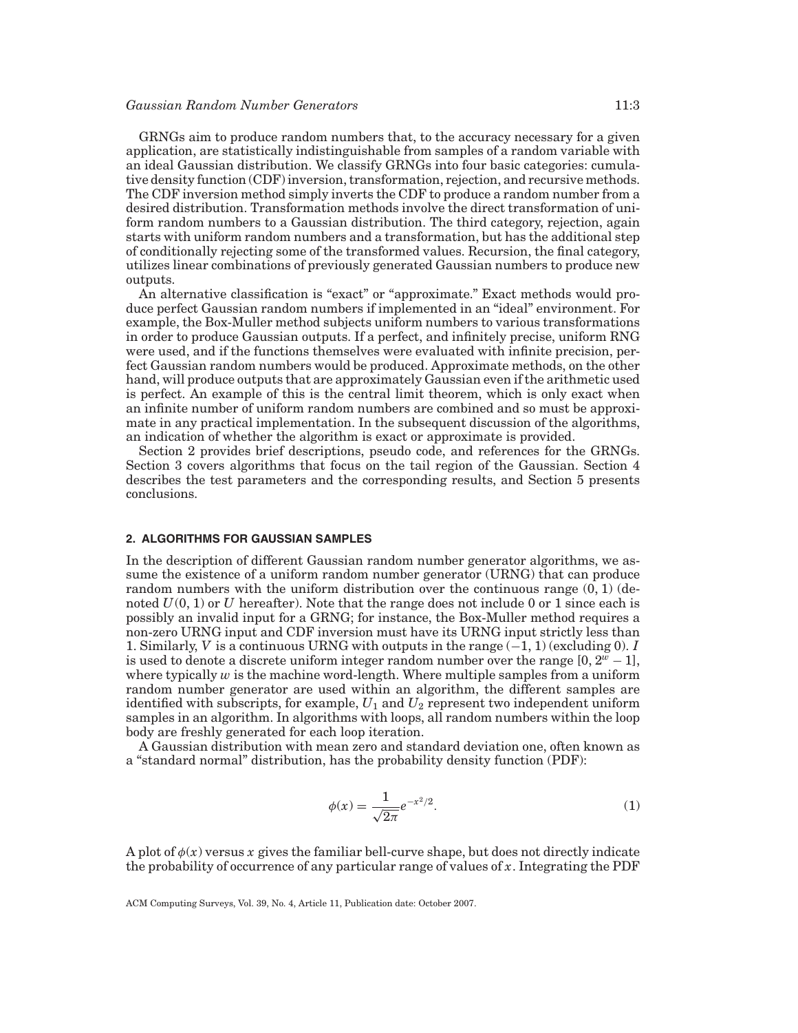GRNGs aim to produce random numbers that, to the accuracy necessary for a given application, are statistically indistinguishable from samples of a random variable with an ideal Gaussian distribution. We classify GRNGs into four basic categories: cumulative density function (CDF) inversion, transformation, rejection, and recursive methods. The CDF inversion method simply inverts the CDF to produce a random number from a desired distribution. Transformation methods involve the direct transformation of uniform random numbers to a Gaussian distribution. The third category, rejection, again starts with uniform random numbers and a transformation, but has the additional step of conditionally rejecting some of the transformed values. Recursion, the final category, utilizes linear combinations of previously generated Gaussian numbers to produce new outputs.

An alternative classification is "exact" or "approximate." Exact methods would produce perfect Gaussian random numbers if implemented in an "ideal" environment. For example, the Box-Muller method subjects uniform numbers to various transformations in order to produce Gaussian outputs. If a perfect, and infinitely precise, uniform RNG were used, and if the functions themselves were evaluated with infinite precision, perfect Gaussian random numbers would be produced. Approximate methods, on the other hand, will produce outputs that are approximately Gaussian even if the arithmetic used is perfect. An example of this is the central limit theorem, which is only exact when an infinite number of uniform random numbers are combined and so must be approximate in any practical implementation. In the subsequent discussion of the algorithms, an indication of whether the algorithm is exact or approximate is provided.

Section 2 provides brief descriptions, pseudo code, and references for the GRNGs. Section 3 covers algorithms that focus on the tail region of the Gaussian. Section 4 describes the test parameters and the corresponding results, and Section 5 presents conclusions.

## 2. ALGORITHMS FOR GAUSSIAN SAMPLES

In the description of different Gaussian random number generator algorithms, we assume the existence of a uniform random number generator (URNG) that can produce random numbers with the uniform distribution over the continuous range $(0, 1)$ (denoted $U(0, 1)$ or $U$ hereafter). Note that the range does not include 0 or 1 since each is possibly an invalid input for a GRNG; for instance, the Box-Muller method requires a non-zero URNG input and CDF inversion must have its URNG input strictly less than 1. Similarly, $V$ is a continuous URNG with outputs in the range $(-1, 1)$ (excluding 0). $I$ is used to denote a discrete uniform integer random number over the range $[0, 2^w - 1]$, where typically $w$ is the machine word-length. Where multiple samples from a uniform random number generator are used within an algorithm, the different samples are identified with subscripts, for example, $U_1$ and $U_2$ represent two independent uniform samples in an algorithm. In algorithms with loops, all random numbers within the loop body are freshly generated for each loop iteration.

A Gaussian distribution with mean zero and standard deviation one, often known as a "standard normal" distribution, has the probability density function (PDF):

$$\phi(x) = \frac{1}{\sqrt{2\pi}} e^{-x^2/2}. \tag{1}$$

A plot of $\phi(x)$ versus $x$ gives the familiar bell-curve shape, but does not directly indicate the probability of occurrence of any particular range of values of $x$. Integrating the PDF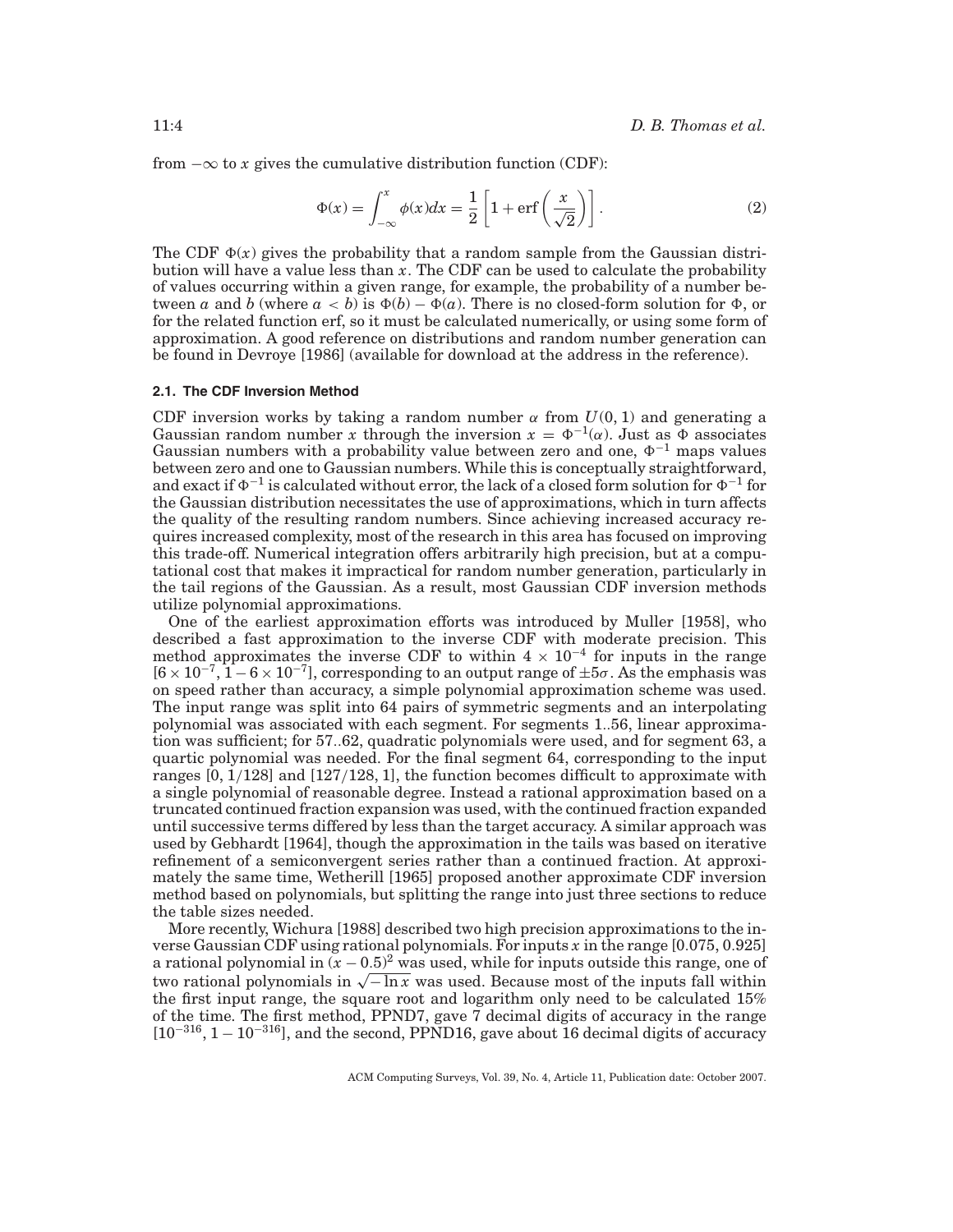from $-\infty$ to $x$ gives the cumulative distribution function (CDF):

$$\Phi(x) = \int_{-\infty}^{x} \phi(x)dx = \frac{1}{2}\left[1 + \mathrm{erf}\left(\frac{x}{\sqrt{2}}\right)\right]. \quad (2)$$

The CDF $\Phi(x)$ gives the probability that a random sample from the Gaussian distribution will have a value less than $x$. The CDF can be used to calculate the probability of values occurring within a given range, for example, the probability of a number between $a$ and $b$ (where $a < b$) is $\Phi(b) - \Phi(a)$. There is no closed-form solution for $\Phi$, or for the related function erf, so it must be calculated numerically, or using some form of approximation. A good reference on distributions and random number generation can be found in Devroye [1986] (available for download at the address in the reference).

### 2.1. The CDF Inversion Method

CDF inversion works by taking a random number $\alpha$ from $U(0, 1)$ and generating a Gaussian random number $x$ through the inversion $x = \Phi^{-1}(\alpha)$. Just as $\Phi$ associates Gaussian numbers with a probability value between zero and one, $\Phi^{-1}$ maps values between zero and one to Gaussian numbers. While this is conceptually straightforward, and exact if $\Phi^{-1}$ is calculated without error, the lack of a closed form solution for $\Phi^{-1}$ for the Gaussian distribution necessitates the use of approximations, which in turn affects the quality of the resulting random numbers. Since achieving increased accuracy requires increased complexity, most of the research in this area has focused on improving this trade-off. Numerical integration offers arbitrarily high precision, but at a computational cost that makes it impractical for random number generation, particularly in the tail regions of the Gaussian. As a result, most Gaussian CDF inversion methods utilize polynomial approximations.

One of the earliest approximation efforts was introduced by Muller [1958], who described a fast approximation to the inverse CDF with moderate precision. This method approximates the inverse CDF to within $4 \times 10^{-4}$ for inputs in the range $[6 \times 10^{-7}, 1 - 6 \times 10^{-7}]$, corresponding to an output range of $\pm 5\sigma$. As the emphasis was on speed rather than accuracy, a simple polynomial approximation scheme was used. The input range was split into 64 pairs of symmetric segments and an interpolating polynomial was associated with each segment. For segments 1..56, linear approximation was sufficient; for 57..62, quadratic polynomials were used, and for segment 63, a quartic polynomial was needed. For the final segment 64, corresponding to the input ranges $[0, 1/128]$ and $[127/128, 1]$, the function becomes difficult to approximate with a single polynomial of reasonable degree. Instead a rational approximation based on a truncated continued fraction expansion was used, with the continued fraction expanded until successive terms differed by less than the target accuracy. A similar approach was used by Gebhardt [1964], though the approximation in the tails was based on iterative refinement of a semiconvergent series rather than a continued fraction. At approximately the same time, Wetherill [1965] proposed another approximate CDF inversion method based on polynomials, but splitting the range into just three sections to reduce the table sizes needed.

More recently, Wichura [1988] described two high precision approximations to the inverse Gaussian CDF using rational polynomials. For inputs $x$ in the range $[0.075, 0.925]$ a rational polynomial in $(x - 0.5)^2$ was used, while for inputs outside this range, one of two rational polynomials in $\sqrt{-\ln x}$ was used. Because most of the inputs fall within the first input range, the square root and logarithm only need to be calculated 15% of the time. The first method, PPND7, gave 7 decimal digits of accuracy in the range $[10^{-316}, 1 - 10^{-316}]$, and the second, PPND16, gave about 16 decimal digits of accuracy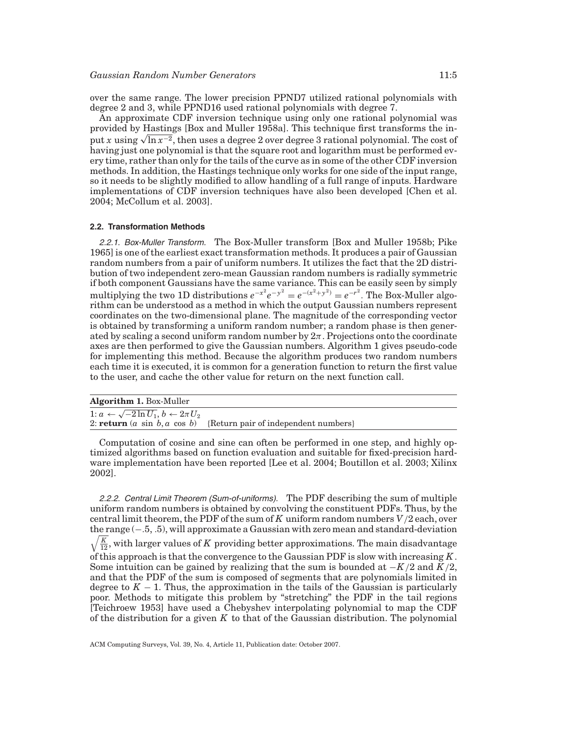over the same range. The lower precision PPND7 utilized rational polynomials with degree 2 and 3, while PPND16 used rational polynomials with degree 7.

An approximate CDF inversion technique using only one rational polynomial was provided by Hastings [Box and Muller 1958a]. This technique first transforms the input $x$ using $\sqrt{\ln x^{-2}}$, then uses a degree 2 over degree 3 rational polynomial. The cost of having just one polynomial is that the square root and logarithm must be performed every time, rather than only for the tails of the curve as in some of the other CDF inversion methods. In addition, the Hastings technique only works for one side of the input range, so it needs to be slightly modified to allow handling of a full range of inputs. Hardware implementations of CDF inversion techniques have also been developed [Chen et al. 2004; McCollum et al. 2003].

### 2.2. Transformation Methods

*2.2.1. Box-Muller Transform.* The Box-Muller transform [Box and Muller 1958b; Pike 1965] is one of the earliest exact transformation methods. It produces a pair of Gaussian random numbers from a pair of uniform numbers. It utilizes the fact that the 2D distribution of two independent zero-mean Gaussian random numbers is radially symmetric if both component Gaussians have the same variance. This can be easily seen by simply multiplying the two 1D distributions $e^{-x^2}e^{-y^2} = e^{-(x^2+y^2)} = e^{-r^2}$. The Box-Muller algorithm can be understood as a method in which the output Gaussian numbers represent coordinates on the two-dimensional plane. The magnitude of the corresponding vector is obtained by transforming a uniform random number; a random phase is then generated by scaling a second uniform random number by $2\pi$. Projections onto the coordinate axes are then performed to give the Gaussian numbers. Algorithm 1 gives pseudo-code for implementing this method. Because the algorithm produces two random numbers each time it is executed, it is common for a generation function to return the first value to the user, and cache the other value for return on the next function call.

**Algorithm 1.** Box-Muller

1: $a \leftarrow \sqrt{-2\ln U_1}$, $b \leftarrow 2\pi U_2$
2: **return** $(a \sin b, a \cos b)$ {Return pair of independent numbers}

Computation of cosine and sine can often be performed in one step, and highly optimized algorithms based on function evaluation and suitable for fixed-precision hardware implementation have been reported [Lee et al. 2004; Boutillon et al. 2003; Xilinx 2002].

*2.2.2. Central Limit Theorem (Sum-of-uniforms).* The PDF describing the sum of multiple uniform random numbers is obtained by convolving the constituent PDFs. Thus, by the central limit theorem, the PDF of the sum of $K$ uniform random numbers $V/2$ each, over the range $(-.5, .5)$, will approximate a Gaussian with zero mean and standard-deviation $\sqrt{\frac{K}{12}}$, with larger values of $K$ providing better approximations. The main disadvantage of this approach is that the convergence to the Gaussian PDF is slow with increasing $K$. Some intuition can be gained by realizing that the sum is bounded at $-K/2$ and $K/2$, and that the PDF of the sum is composed of segments that are polynomials limited in degree to $K - 1$. Thus, the approximation in the tails of the Gaussian is particularly poor. Methods to mitigate this problem by "stretching" the PDF in the tail regions [Teichroew 1953] have used a Chebyshev interpolating polynomial to map the CDF of the distribution for a given $K$ to that of the Gaussian distribution. The polynomial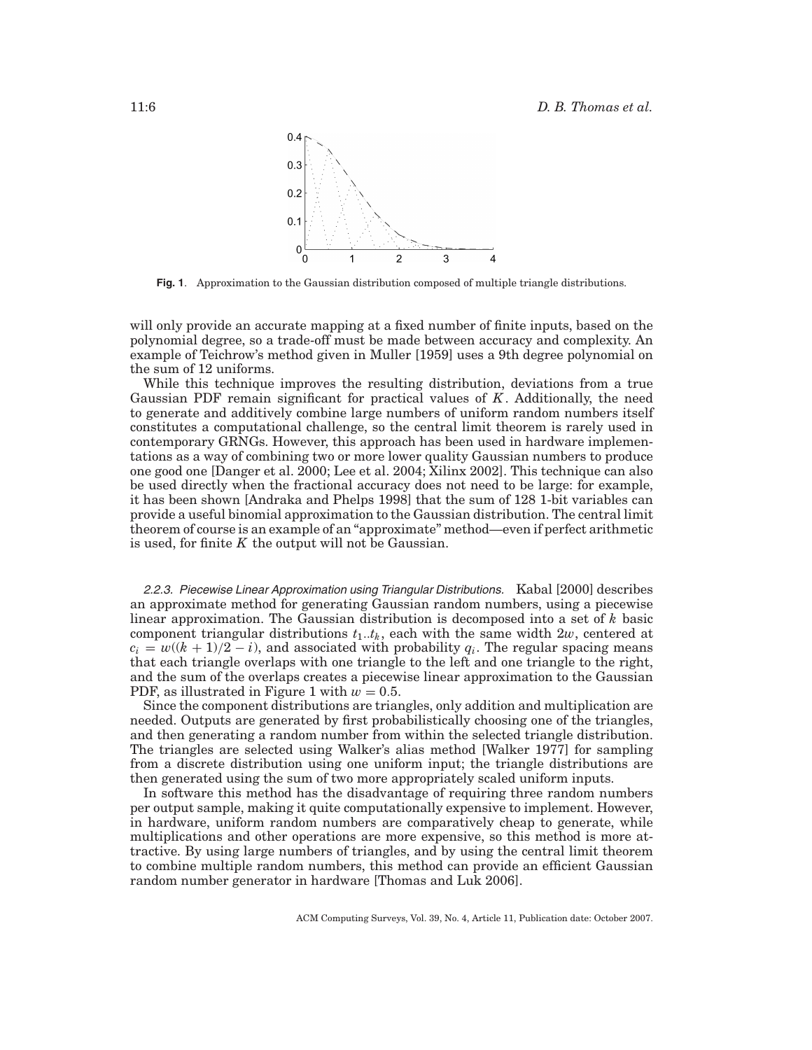Fig. 1. Approximation to the Gaussian distribution composed of multiple triangle distributions.

will only provide an accurate mapping at a fixed number of finite inputs, based on the polynomial degree, so a trade-off must be made between accuracy and complexity. An example of Teichrow's method given in Muller [1959] uses a 9th degree polynomial on the sum of 12 uniforms.

While this technique improves the resulting distribution, deviations from a true Gaussian PDF remain significant for practical values of $K$. Additionally, the need to generate and additively combine large numbers of uniform random numbers itself constitutes a computational challenge, so the central limit theorem is rarely used in contemporary GRNGs. However, this approach has been used in hardware implementations as a way of combining two or more lower quality Gaussian numbers to produce one good one [Danger et al. 2000; Lee et al. 2004; Xilinx 2002]. This technique can also be used directly when the fractional accuracy does not need to be large: for example, it has been shown [Andraka and Phelps 1998] that the sum of 128 1-bit variables can provide a useful binomial approximation to the Gaussian distribution. The central limit theorem of course is an example of an "approximate" method—even if perfect arithmetic is used, for finite $K$ the output will not be Gaussian.

*2.2.3. Piecewise Linear Approximation using Triangular Distributions.* Kabal [2000] describes an approximate method for generating Gaussian random numbers, using a piecewise linear approximation. The Gaussian distribution is decomposed into a set of $k$ basic component triangular distributions $t_1..t_k$, each with the same width $2w$, centered at $c_i = w((k+1)/2 - i)$, and associated with probability $q_i$. The regular spacing means that each triangle overlaps with one triangle to the left and one triangle to the right, and the sum of the overlaps creates a piecewise linear approximation to the Gaussian PDF, as illustrated in Figure 1 with $w = 0.5$.

Since the component distributions are triangles, only addition and multiplication are needed. Outputs are generated by first probabilistically choosing one of the triangles, and then generating a random number from within the selected triangle distribution. The triangles are selected using Walker's alias method [Walker 1977] for sampling from a discrete distribution using one uniform input; the triangle distributions are then generated using the sum of two more appropriately scaled uniform inputs.

In software this method has the disadvantage of requiring three random numbers per output sample, making it quite computationally expensive to implement. However, in hardware, uniform random numbers are comparatively cheap to generate, while multiplications and other operations are more expensive, so this method is more attractive. By using large numbers of triangles, and by using the central limit theorem to combine multiple random numbers, this method can provide an efficient Gaussian random number generator in hardware [Thomas and Luk 2006].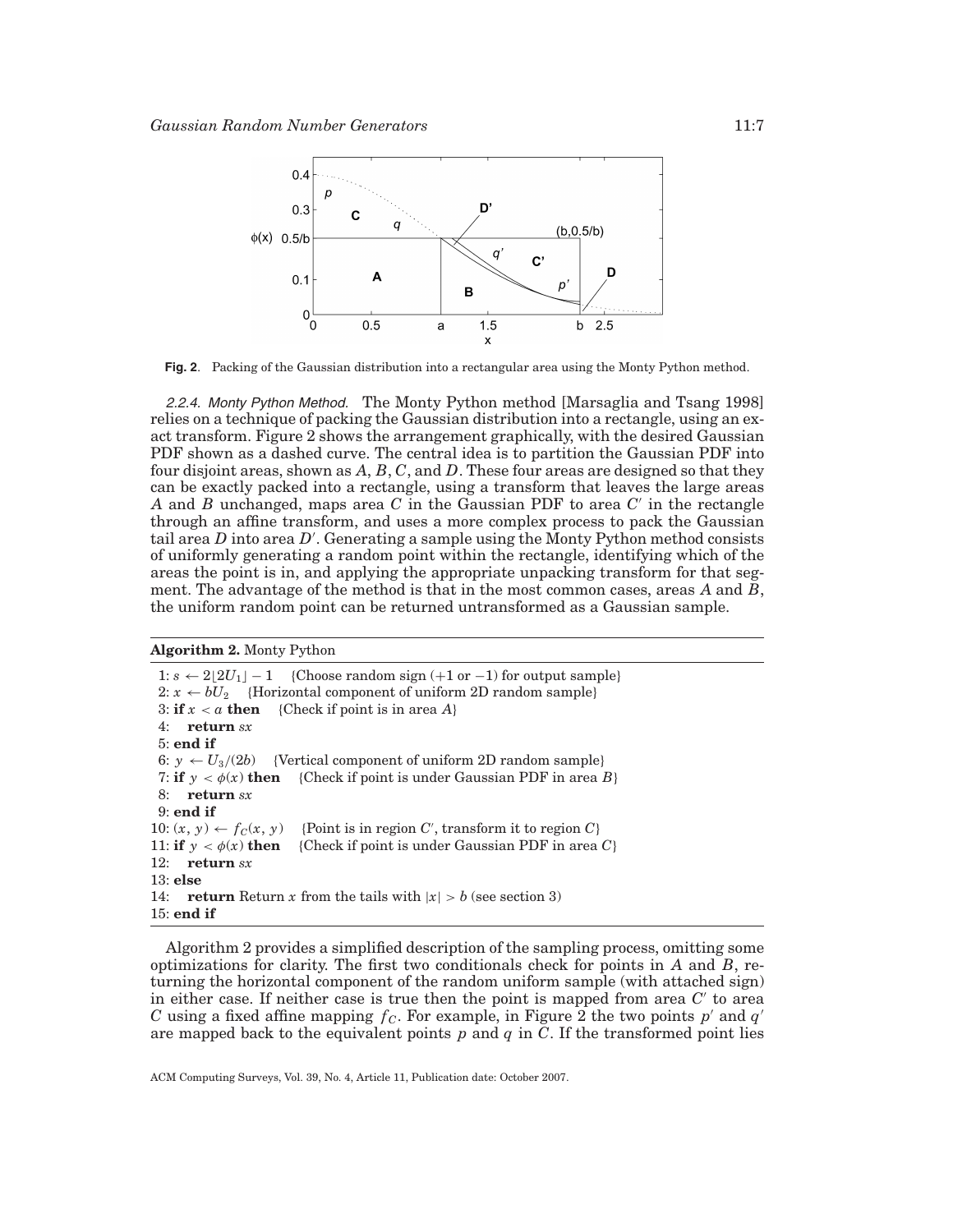Fig. 2. Packing of the Gaussian distribution into a rectangular area using the Monty Python method.

*2.2.4. Monty Python Method.* The Monty Python method [Marsaglia and Tsang 1998] relies on a technique of packing the Gaussian distribution into a rectangle, using an exact transform. Figure 2 shows the arrangement graphically, with the desired Gaussian PDF shown as a dashed curve. The central idea is to partition the Gaussian PDF into four disjoint areas, shown as $A$, $B$, $C$, and $D$. These four areas are designed so that they can be exactly packed into a rectangle, using a transform that leaves the large areas $A$ and $B$ unchanged, maps area $C$ in the Gaussian PDF to area $C'$ in the rectangle through an affine transform, and uses a more complex process to pack the Gaussian tail area $D$ into area $D'$. Generating a sample using the Monty Python method consists of uniformly generating a random point within the rectangle, identifying which of the areas the point is in, and applying the appropriate unpacking transform for that segment. The advantage of the method is that in the most common cases, areas $A$ and $B$, the uniform random point can be returned untransformed as a Gaussian sample.

**Algorithm 2.** Monty Python

1: $s \leftarrow 2\lfloor 2U_1 \rfloor - 1$ {Choose random sign (+1 or −1) for output sample}
2: $x \leftarrow bU_2$ {Horizontal component of uniform 2D random sample}
3: **if** $x < a$ **then** {Check if point is in area $A$}
4: **return** $sx$
5: **end if**
6: $y \leftarrow U_3/(2b)$ {Vertical component of uniform 2D random sample}
7: **if** $y < \phi(x)$ **then** {Check if point is under Gaussian PDF in area $B$}
8: **return** $sx$
9: **end if**
10: $(x, y) \leftarrow f_C(x, y)$ {Point is in region $C'$, transform it to region $C$}
11: **if** $y < \phi(x)$ **then** {Check if point is under Gaussian PDF in area $C$}
12: **return** $sx$
13: **else**
14: **return** Return $x$ from the tails with $|x| > b$ (see section 3)
15: **end if**

Algorithm 2 provides a simplified description of the sampling process, omitting some optimizations for clarity. The first two conditionals check for points in $A$ and $B$, returning the horizontal component of the random uniform sample (with attached sign) in either case. If neither case is true then the point is mapped from area $C'$ to area $C$ using a fixed affine mapping $f_C$. For example, in Figure 2 the two points $p'$ and $q'$ are mapped back to the equivalent points $p$ and $q$ in $C$. If the transformed point lies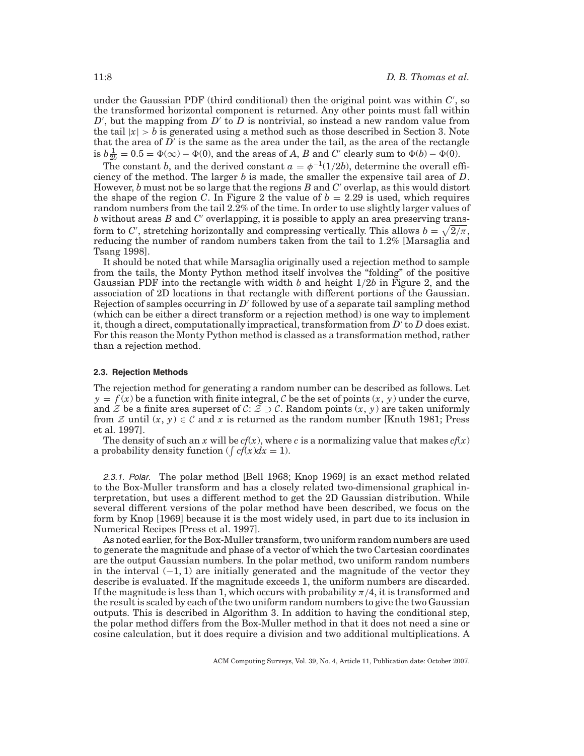under the Gaussian PDF (third conditional) then the original point was within $C'$, so the transformed horizontal component is returned. Any other points must fall within $D'$, but the mapping from $D'$ to $D$ is nontrivial, so instead a new random value from the tail $|x| > b$ is generated using a method such as those described in Section 3. Note that the area of $D'$ is the same as the area under the tail, as the area of the rectangle is $b\frac{1}{2b} = 0.5 = \Phi(\infty) - \Phi(0)$, and the areas of $A$, $B$ and $C'$ clearly sum to $\Phi(b) - \Phi(0)$.

The constant $b$, and the derived constant $a = \phi^{-1}(1/2b)$, determine the overall efficiency of the method. The larger $b$ is made, the smaller the expensive tail area of $D$. However, $b$ must not be so large that the regions $B$ and $C'$ overlap, as this would distort the shape of the region $C$. In Figure 2 the value of $b = 2.29$ is used, which requires random numbers from the tail 2.2% of the time. In order to use slightly larger values of $b$ without areas $B$ and $C'$ overlapping, it is possible to apply an area preserving transform to $C'$, stretching horizontally and compressing vertically. This allows $b = \sqrt{2/\pi}$, reducing the number of random numbers taken from the tail to 1.2% [Marsaglia and Tsang 1998].

It should be noted that while Marsaglia originally used a rejection method to sample from the tails, the Monty Python method itself involves the "folding" of the positive Gaussian PDF into the rectangle with width $b$ and height $1/2b$ in Figure 2, and the association of 2D locations in that rectangle with different portions of the Gaussian. Rejection of samples occurring in $D'$ followed by use of a separate tail sampling method (which can be either a direct transform or a rejection method) is one way to implement it, though a direct, computationally impractical, transformation from $D'$ to $D$ does exist. For this reason the Monty Python method is classed as a transformation method, rather than a rejection method.

### 2.3. Rejection Methods

The rejection method for generating a random number can be described as follows. Let $y = f(x)$ be a function with finite integral, $\mathcal{C}$ be the set of points $(x, y)$ under the curve, and $\mathcal{Z}$ be a finite area superset of $\mathcal{C}$: $\mathcal{Z} \supset \mathcal{C}$. Random points $(x, y)$ are taken uniformly from $\mathcal{Z}$ until $(x, y) \in \mathcal{C}$ and $x$ is returned as the random number [Knuth 1981; Press et al. 1997].

The density of such an $x$ will be $cf(x)$, where $c$ is a normalizing value that makes $cf(x)$ a probability density function ($\int cf(x)dx = 1$).

#### 2.3.1. Polar.

The polar method [Bell 1968; Knop 1969] is an exact method related to the Box-Muller transform and has a closely related two-dimensional graphical interpretation, but uses a different method to get the 2D Gaussian distribution. While several different versions of the polar method have been described, we focus on the form by Knop [1969] because it is the most widely used, in part due to its inclusion in Numerical Recipes [Press et al. 1997].

As noted earlier, for the Box-Muller transform, two uniform random numbers are used to generate the magnitude and phase of a vector of which the two Cartesian coordinates are the output Gaussian numbers. In the polar method, two uniform random numbers in the interval $(-1, 1)$ are initially generated and the magnitude of the vector they describe is evaluated. If the magnitude exceeds 1, the uniform numbers are discarded. If the magnitude is less than 1, which occurs with probability $\pi/4$, it is transformed and the result is scaled by each of the two uniform random numbers to give the two Gaussian outputs. This is described in Algorithm 3. In addition to having the conditional step, the polar method differs from the Box-Muller method in that it does not need a sine or cosine calculation, but it does require a division and two additional multiplications. A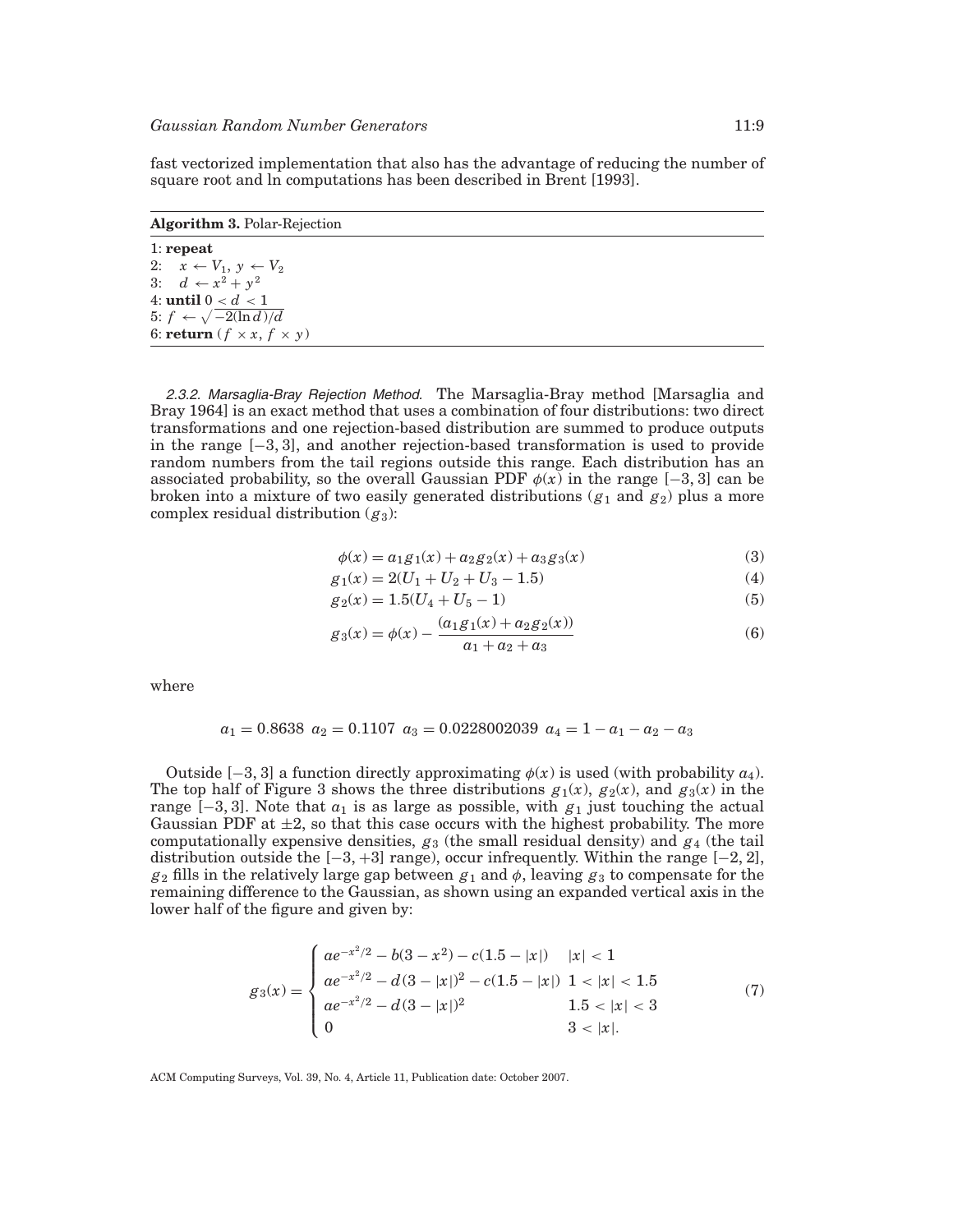fast vectorized implementation that also has the advantage of reducing the number of square root and ln computations has been described in Brent [1993].

**Algorithm 3.** Polar-Rejection

```
1: repeat
2:   x ← V_1, y ← V_2
3:   d ← x^2 + y^2
4: until 0 < d < 1
5: f ← sqrt(-2(ln d)/d)
6: return (f × x, f × y)
```

*2.3.2. Marsaglia-Bray Rejection Method.* The Marsaglia-Bray method [Marsaglia and Bray 1964] is an exact method that uses a combination of four distributions: two direct transformations and one rejection-based distribution are summed to produce outputs in the range $[-3, 3]$, and another rejection-based transformation is used to provide random numbers from the tail regions outside this range. Each distribution has an associated probability, so the overall Gaussian PDF $\phi(x)$ in the range $[-3, 3]$ can be broken into a mixture of two easily generated distributions ($g_1$ and $g_2$) plus a more complex residual distribution ($g_3$):

$$\phi(x) = a_1 g_1(x) + a_2 g_2(x) + a_3 g_3(x) \tag{3}$$

$$g_1(x) = 2(U_1 + U_2 + U_3 - 1.5) \tag{4}$$

$$g_2(x) = 1.5(U_4 + U_5 - 1) \tag{5}$$

$$g_3(x) = \phi(x) - \frac{(a_1 g_1(x) + a_2 g_2(x))}{a_1 + a_2 + a_3} \tag{6}$$

where

$$a_1 = 0.8638 \quad a_2 = 0.1107 \quad a_3 = 0.0228002039 \quad a_4 = 1 - a_1 - a_2 - a_3$$

Outside $[-3, 3]$ a function directly approximating $\phi(x)$ is used (with probability $a_4$). The top half of Figure 3 shows the three distributions $g_1(x)$, $g_2(x)$, and $g_3(x)$ in the range $[-3, 3]$. Note that $a_1$ is as large as possible, with $g_1$ just touching the actual Gaussian PDF at $\pm 2$, so that this case occurs with the highest probability. The more computationally expensive densities, $g_3$ (the small residual density) and $g_4$ (the tail distribution outside the $[-3, +3]$ range), occur infrequently. Within the range $[-2, 2]$, $g_2$ fills in the relatively large gap between $g_1$ and $\phi$, leaving $g_3$ to compensate for the remaining difference to the Gaussian, as shown using an expanded vertical axis in the lower half of the figure and given by:

$$g_3(x) = \begin{cases} ae^{-x^2/2} - b(3 - x^2) - c(1.5 - |x|) & |x| < 1 \\ ae^{-x^2/2} - d(3 - |x|)^2 - c(1.5 - |x|) & 1 < |x| < 1.5 \\ ae^{-x^2/2} - d(3 - |x|)^2 & 1.5 < |x| < 3 \\ 0 & 3 < |x|. \end{cases} \tag{7}$$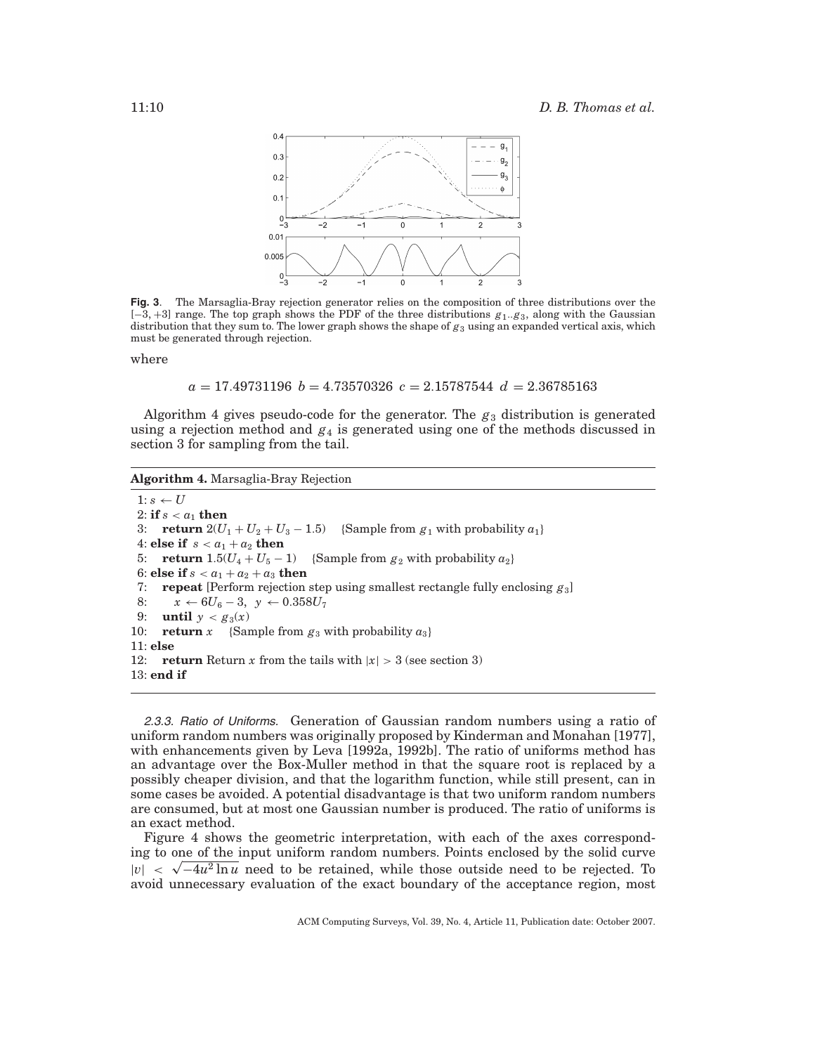**Fig. 3**. The Marsaglia-Bray rejection generator relies on the composition of three distributions over the $[-3, +3]$ range. The top graph shows the PDF of the three distributions $g_1..g_3$, along with the Gaussian distribution that they sum to. The lower graph shows the shape of $g_3$ using an expanded vertical axis, which must be generated through rejection.

where

$$a = 17.49731196 \;\; b = 4.73570326 \;\; c = 2.15787544 \;\; d = 2.36785163$$

Algorithm 4 gives pseudo-code for the generator. The $g_3$ distribution is generated using a rejection method and $g_4$ is generated using one of the methods discussed in section 3 for sampling from the tail.

**Algorithm 4.** Marsaglia-Bray Rejection

```
 1: s ← U
 2: if s < a_1 then
 3:    return 2(U_1 + U_2 + U_3 − 1.5)    {Sample from g_1 with probability a_1}
 4: else if s < a_1 + a_2 then
 5:    return 1.5(U_4 + U_5 − 1)    {Sample from g_2 with probability a_2}
 6: else if s < a_1 + a_2 + a_3 then
 7:    repeat [Perform rejection step using smallest rectangle fully enclosing g_3]
 8:       x ← 6U_6 − 3,  y ← 0.358U_7
 9:    until y < g_3(x)
10:    return x    {Sample from g_3 with probability a_3}
11: else
12:    return Return x from the tails with |x| > 3 (see section 3)
13: end if
```

*2.3.3. Ratio of Uniforms.* Generation of Gaussian random numbers using a ratio of uniform random numbers was originally proposed by Kinderman and Monahan [1977], with enhancements given by Leva [1992a, 1992b]. The ratio of uniforms method has an advantage over the Box-Muller method in that the square root is replaced by a possibly cheaper division, and that the logarithm function, while still present, can in some cases be avoided. A potential disadvantage is that two uniform random numbers are consumed, but at most one Gaussian number is produced. The ratio of uniforms is an exact method.

Figure 4 shows the geometric interpretation, with each of the axes corresponding to one of the input uniform random numbers. Points enclosed by the solid curve $|v| < \sqrt{-4u^2 \ln u}$ need to be retained, while those outside need to be rejected. To avoid unnecessary evaluation of the exact boundary of the acceptance region, most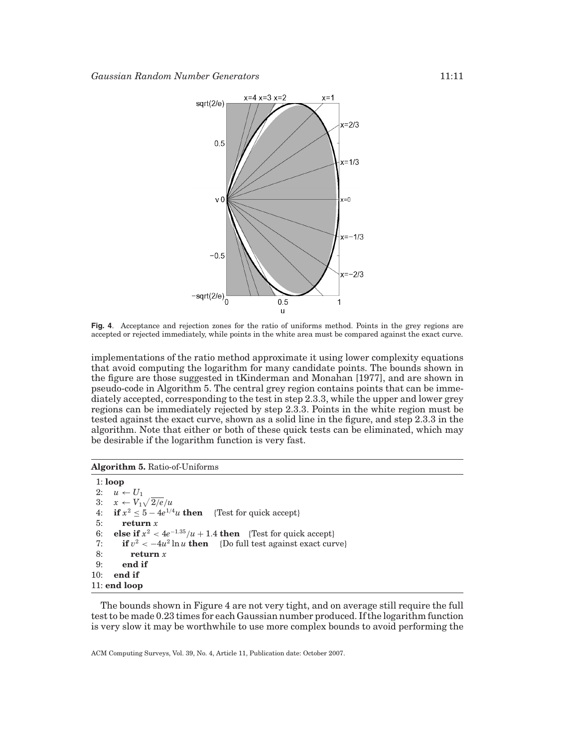**Fig. 4**. Acceptance and rejection zones for the ratio of uniforms method. Points in the grey regions are accepted or rejected immediately, while points in the white area must be compared against the exact curve.

implementations of the ratio method approximate it using lower complexity equations that avoid computing the logarithm for many candidate points. The bounds shown in the figure are those suggested in tKinderman and Monahan [1977], and are shown in pseudo-code in Algorithm 5. The central grey region contains points that can be immediately accepted, corresponding to the test in step 2.3.3, while the upper and lower grey regions can be immediately rejected by step 2.3.3. Points in the white region must be tested against the exact curve, shown as a solid line in the figure, and step 2.3.3 in the algorithm. Note that either or both of these quick tests can be eliminated, which may be desirable if the logarithm function is very fast.

**Algorithm 5.** Ratio-of-Uniforms

1: **loop**
2: $u \leftarrow U_1$
3: $x \leftarrow V_1\sqrt{2/e}/u$
4: **if** $x^2 \leq 5 - 4e^{1/4}u$ **then** {Test for quick accept}
5: **return** $x$
6: **else if** $x^2 < 4e^{-1.35}/u + 1.4$ **then** {Test for quick accept}
7: **if** $v^2 < -4u^2 \ln u$ **then** {Do full test against exact curve}
8: **return** $x$
9: **end if**
10: **end if**
11: **end loop**

The bounds shown in Figure 4 are not very tight, and on average still require the full test to be made 0.23 times for each Gaussian number produced. If the logarithm function is very slow it may be worthwhile to use more complex bounds to avoid performing the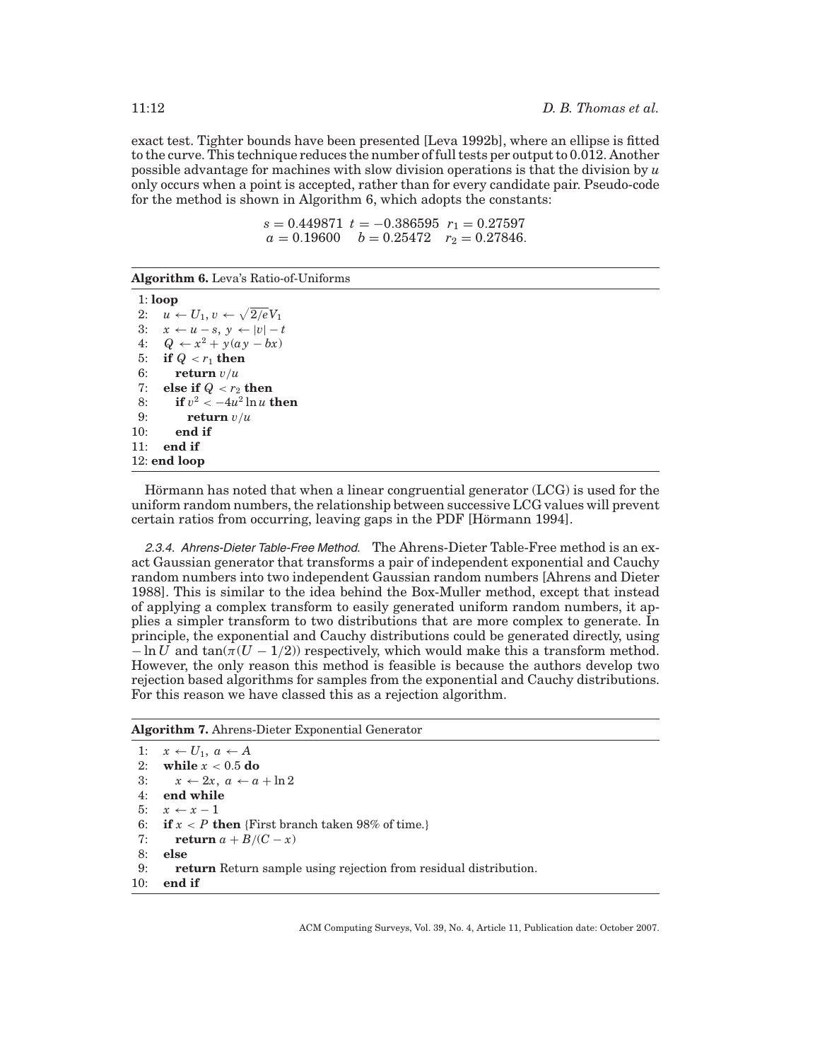exact test. Tighter bounds have been presented [Leva 1992b], where an ellipse is fitted to the curve. This technique reduces the number of full tests per output to 0.012. Another possible advantage for machines with slow division operations is that the division by $u$ only occurs when a point is accepted, rather than for every candidate pair. Pseudo-code for the method is shown in Algorithm 6, which adopts the constants:

$$s = 0.449871 \quad t = -0.386595 \quad r_1 = 0.27597$$
$$a = 0.19600 \quad b = 0.25472 \quad r_2 = 0.27846.$$

**Algorithm 6.** Leva's Ratio-of-Uniforms

```
 1: loop
 2:   u ← U_1, v ← √(2/e) V_1
 3:   x ← u − s, y ← |v| − t
 4:   Q ← x^2 + y(ay − bx)
 5:   if Q < r_1 then
 6:     return v/u
 7:   else if Q < r_2 then
 8:     if v^2 < −4u^2 ln u then
 9:       return v/u
10:     end if
11:   end if
12: end loop
```

Hörmann has noted that when a linear congruential generator (LCG) is used for the uniform random numbers, the relationship between successive LCG values will prevent certain ratios from occurring, leaving gaps in the PDF [Hörmann 1994].

#### 2.3.4. *Ahrens-Dieter Table-Free Method.*

The Ahrens-Dieter Table-Free method is an exact Gaussian generator that transforms a pair of independent exponential and Cauchy random numbers into two independent Gaussian random numbers [Ahrens and Dieter 1988]. This is similar to the idea behind the Box-Muller method, except that instead of applying a complex transform to easily generated uniform random numbers, it applies a simpler transform to two distributions that are more complex to generate. In principle, the exponential and Cauchy distributions could be generated directly, using $-\ln U$ and $\tan(\pi(U - 1/2))$ respectively, which would make this a transform method. However, the only reason this method is feasible is because the authors develop two rejection based algorithms for samples from the exponential and Cauchy distributions. For this reason we have classed this as a rejection algorithm.

**Algorithm 7.** Ahrens-Dieter Exponential Generator

```
 1: x ← U_1, a ← A
 2: while x < 0.5 do
 3:   x ← 2x, a ← a + ln 2
 4: end while
 5: x ← x − 1
 6: if x < P then {First branch taken 98% of time.}
 7:   return a + B/(C − x)
 8: else
 9:   return Return sample using rejection from residual distribution.
10: end if
```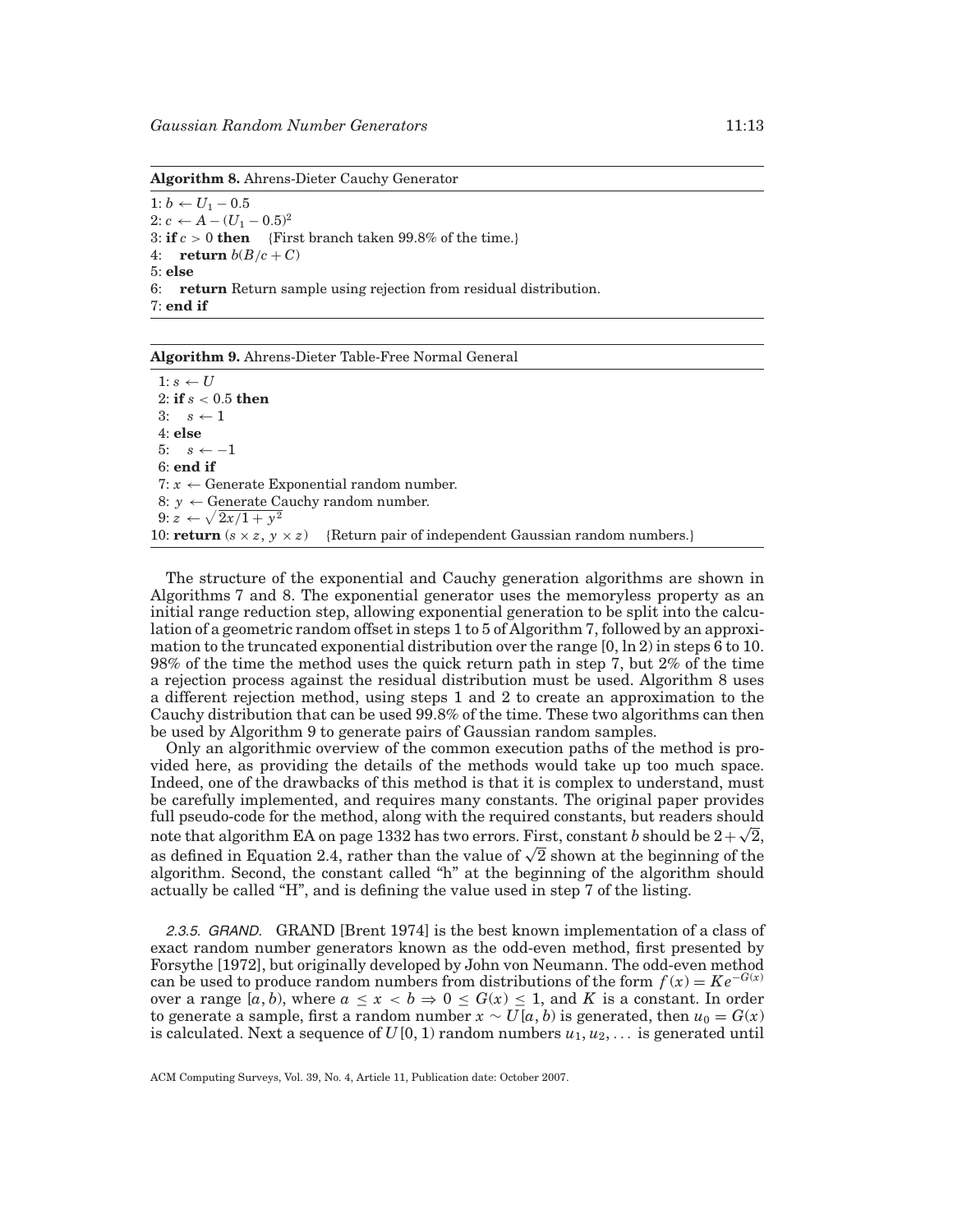**Algorithm 8.** Ahrens-Dieter Cauchy Generator

```
1: b ← U_1 − 0.5
2: c ← A − (U_1 − 0.5)^2
3: if c > 0 then   {First branch taken 99.8% of the time.}
4:    return b(B/c + C)
5: else
6:    return Return sample using rejection from residual distribution.
7: end if
```

**Algorithm 9.** Ahrens-Dieter Table-Free Normal General

```
 1: s ← U
 2: if s < 0.5 then
 3:    s ← 1
 4: else
 5:    s ← −1
 6: end if
 7: x ← Generate Exponential random number.
 8: y ← Generate Cauchy random number.
 9: z ← √(2x/1 + y^2)
10: return (s × z, y × z)   {Return pair of independent Gaussian random numbers.}
```

The structure of the exponential and Cauchy generation algorithms are shown in Algorithms 7 and 8. The exponential generator uses the memoryless property as an initial range reduction step, allowing exponential generation to be split into the calculation of a geometric random offset in steps 1 to 5 of Algorithm 7, followed by an approximation to the truncated exponential distribution over the range $[0, \ln 2)$ in steps 6 to 10. 98% of the time the method uses the quick return path in step 7, but 2% of the time a rejection process against the residual distribution must be used. Algorithm 8 uses a different rejection method, using steps 1 and 2 to create an approximation to the Cauchy distribution that can be used 99.8% of the time. These two algorithms can then be used by Algorithm 9 to generate pairs of Gaussian random samples.

Only an algorithmic overview of the common execution paths of the method is provided here, as providing the details of the methods would take up too much space. Indeed, one of the drawbacks of this method is that it is complex to understand, must be carefully implemented, and requires many constants. The original paper provides full pseudo-code for the method, along with the required constants, but readers should note that algorithm EA on page 1332 has two errors. First, constant $b$ should be $2+\sqrt{2}$, as defined in Equation 2.4, rather than the value of $\sqrt{2}$ shown at the beginning of the algorithm. Second, the constant called "h" at the beginning of the algorithm should actually be called "H", and is defining the value used in step 7 of the listing.

*2.3.5. GRAND.* GRAND [Brent 1974] is the best known implementation of a class of exact random number generators known as the odd-even method, first presented by Forsythe [1972], but originally developed by John von Neumann. The odd-even method can be used to produce random numbers from distributions of the form $f(x) = Ke^{-G(x)}$ over a range $[a, b)$, where $a \le x < b \Rightarrow 0 \le G(x) \le 1$, and $K$ is a constant. In order to generate a sample, first a random number $x \sim U[a, b)$ is generated, then $u_0 = G(x)$ is calculated. Next a sequence of $U[0, 1)$ random numbers $u_1, u_2, \ldots$ is generated until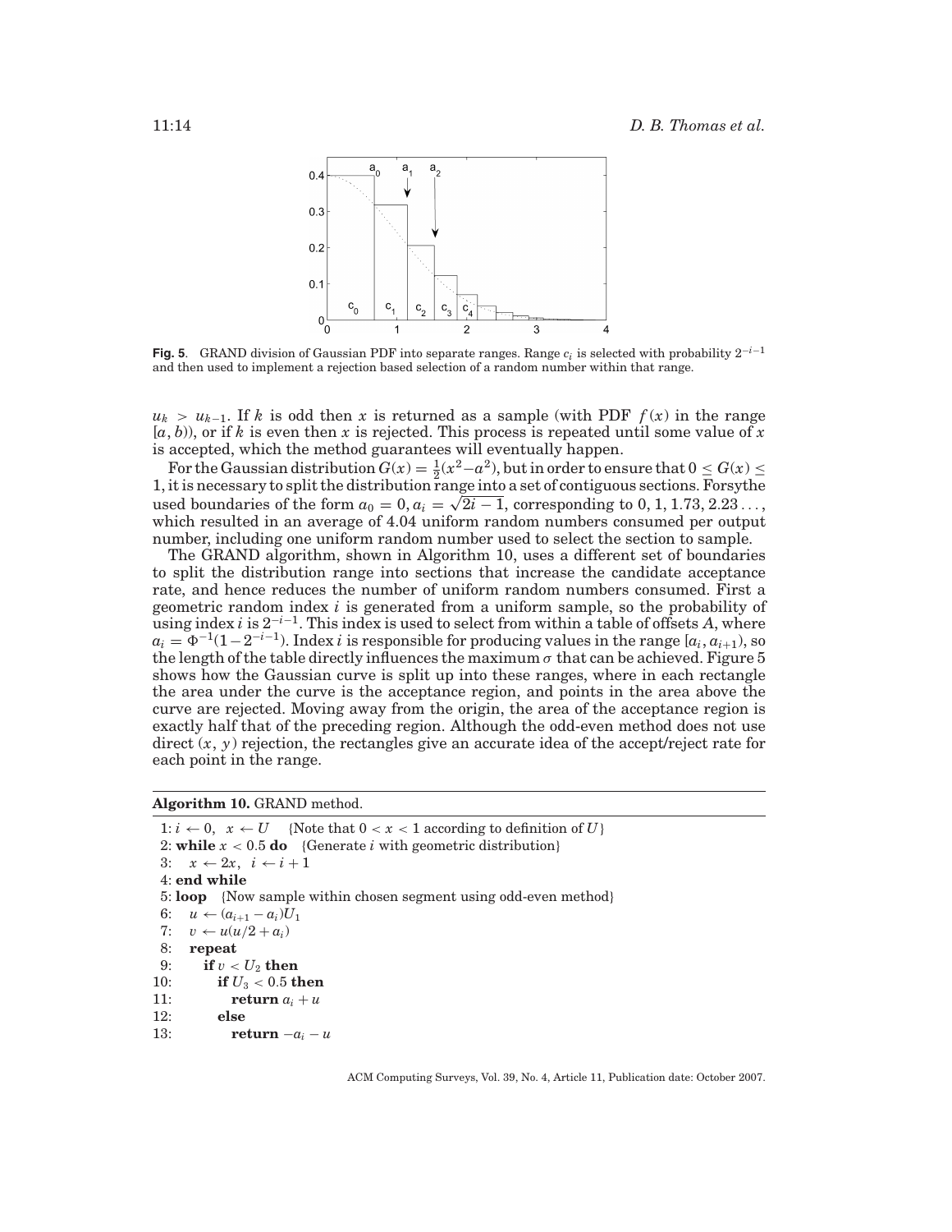**Fig. 5**. GRAND division of Gaussian PDF into separate ranges. Range $c_i$ is selected with probability $2^{-i-1}$ and then used to implement a rejection based selection of a random number within that range.

$u_k > u_{k-1}$. If $k$ is odd then $x$ is returned as a sample (with PDF $f(x)$ in the range $[a, b)$), or if $k$ is even then $x$ is rejected. This process is repeated until some value of $x$ is accepted, which the method guarantees will eventually happen.

For the Gaussian distribution $G(x) = \frac{1}{2}(x^2 - a^2)$, but in order to ensure that $0 \leq G(x) \leq 1$, it is necessary to split the distribution range into a set of contiguous sections. Forsythe used boundaries of the form $a_0 = 0, a_i = \sqrt{2i-1}$, corresponding to $0, 1, 1.73, 2.23\ldots$, which resulted in an average of 4.04 uniform random numbers consumed per output number, including one uniform random number used to select the section to sample.

The GRAND algorithm, shown in Algorithm 10, uses a different set of boundaries to split the distribution range into sections that increase the candidate acceptance rate, and hence reduces the number of uniform random numbers consumed. First a geometric random index $i$ is generated from a uniform sample, so the probability of using index $i$ is $2^{-i-1}$. This index is used to select from within a table of offsets $A$, where $a_i = \Phi^{-1}(1-2^{-i-1})$. Index $i$ is responsible for producing values in the range $[a_i, a_{i+1})$, so the length of the table directly influences the maximum $\sigma$ that can be achieved. Figure 5 shows how the Gaussian curve is split up into these ranges, where in each rectangle the area under the curve is the acceptance region, and points in the area above the curve are rejected. Moving away from the origin, the area of the acceptance region is exactly half that of the preceding region. Although the odd-even method does not use direct $(x, y)$ rejection, the rectangles give an accurate idea of the accept/reject rate for each point in the range.

**Algorithm 10.** GRAND method.

```
 1: i ← 0,  x ← U     {Note that 0 < x < 1 according to definition of U}
 2: while x < 0.5 do   {Generate i with geometric distribution}
 3:    x ← 2x,  i ← i + 1
 4: end while
 5: loop   {Now sample within chosen segment using odd-even method}
 6:    u ← (a_{i+1} − a_i)U_1
 7:    v ← u(u/2 + a_i)
 8:    repeat
 9:       if v < U_2 then
10:          if U_3 < 0.5 then
11:             return a_i + u
12:          else
13:             return −a_i − u
```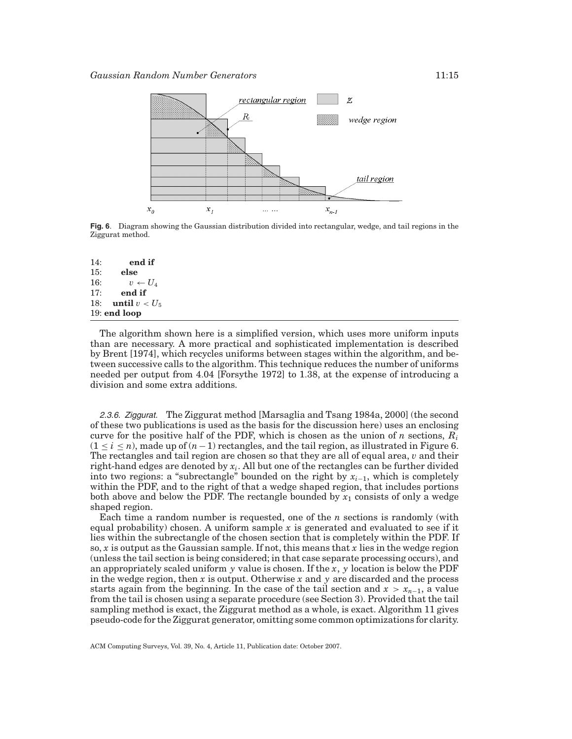**Fig. 6**. Diagram showing the Gaussian distribution divided into rectangular, wedge, and tail regions in the Ziggurat method.

```
14:        end if
15:      else
16:        v ← U_4
17:      end if
18:    until v < U_5
19: end loop
```

The algorithm shown here is a simplified version, which uses more uniform inputs than are necessary. A more practical and sophisticated implementation is described by Brent [1974], which recycles uniforms between stages within the algorithm, and between successive calls to the algorithm. This technique reduces the number of uniforms needed per output from 4.04 [Forsythe 1972] to 1.38, at the expense of introducing a division and some extra additions.

*2.3.6. Ziggurat.* The Ziggurat method [Marsaglia and Tsang 1984a, 2000] (the second of these two publications is used as the basis for the discussion here) uses an enclosing curve for the positive half of the PDF, which is chosen as the union of $n$ sections, $R_i$ ($1 \le i \le n$), made up of $(n-1)$ rectangles, and the tail region, as illustrated in Figure 6. The rectangles and tail region are chosen so that they are all of equal area, $v$ and their right-hand edges are denoted by $x_i$. All but one of the rectangles can be further divided into two regions: a "subrectangle" bounded on the right by $x_{i-1}$, which is completely within the PDF, and to the right of that a wedge shaped region, that includes portions both above and below the PDF. The rectangle bounded by $x_1$ consists of only a wedge shaped region.

Each time a random number is requested, one of the $n$ sections is randomly (with equal probability) chosen. A uniform sample $x$ is generated and evaluated to see if it lies within the subrectangle of the chosen section that is completely within the PDF. If so, $x$ is output as the Gaussian sample. If not, this means that $x$ lies in the wedge region (unless the tail section is being considered; in that case separate processing occurs), and an appropriately scaled uniform $y$ value is chosen. If the $x$, $y$ location is below the PDF in the wedge region, then $x$ is output. Otherwise $x$ and $y$ are discarded and the process starts again from the beginning. In the case of the tail section and $x > x_{n-1}$, a value from the tail is chosen using a separate procedure (see Section 3). Provided that the tail sampling method is exact, the Ziggurat method as a whole, is exact. Algorithm 11 gives pseudo-code for the Ziggurat generator, omitting some common optimizations for clarity.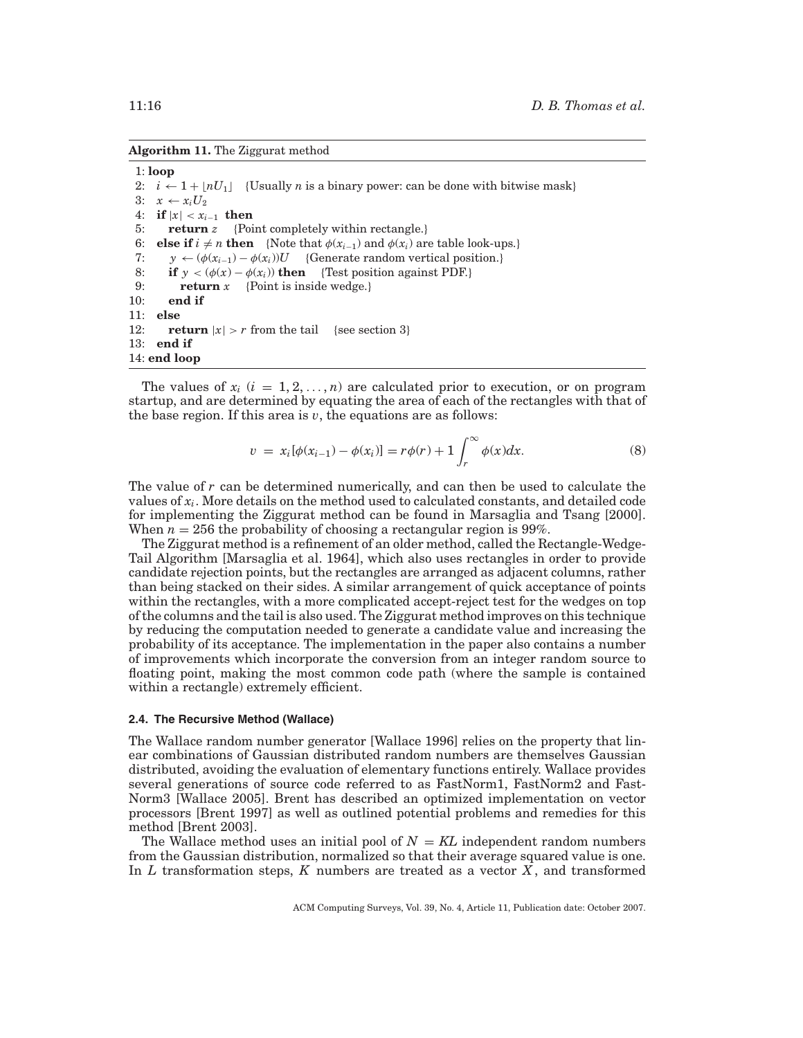**Algorithm 11.** The Ziggurat method

```
1: loop
2:   i ← 1 + ⌊nU_1⌋   {Usually n is a binary power: can be done with bitwise mask}
3:   x ← x_i U_2
4:   if |x| < x_{i−1} then
5:     return z   {Point completely within rectangle.}
6:   else if i ≠ n then   {Note that φ(x_{i−1}) and φ(x_i) are table look-ups.}
7:     y ← (φ(x_{i−1}) − φ(x_i))U   {Generate random vertical position.}
8:     if y < (φ(x) − φ(x_i)) then   {Test position against PDF.}
9:       return x   {Point is inside wedge.}
10:    end if
11:  else
12:    return |x| > r from the tail   {see section 3}
13:  end if
14: end loop
```

The values of $x_i$ ($i = 1, 2, \ldots, n$) are calculated prior to execution, or on program startup, and are determined by equating the area of each of the rectangles with that of the base region. If this area is $v$, the equations are as follows:

$$v = x_i[\phi(x_{i-1}) - \phi(x_i)] = r\phi(r) + 1\int_r^{\infty} \phi(x)dx. \tag{8}$$

The value of $r$ can be determined numerically, and can then be used to calculate the values of $x_i$. More details on the method used to calculated constants, and detailed code for implementing the Ziggurat method can be found in Marsaglia and Tsang [2000]. When $n = 256$ the probability of choosing a rectangular region is 99%.

The Ziggurat method is a refinement of an older method, called the Rectangle-Wedge-Tail Algorithm [Marsaglia et al. 1964], which also uses rectangles in order to provide candidate rejection points, but the rectangles are arranged as adjacent columns, rather than being stacked on their sides. A similar arrangement of quick acceptance of points within the rectangles, with a more complicated accept-reject test for the wedges on top of the columns and the tail is also used. The Ziggurat method improves on this technique by reducing the computation needed to generate a candidate value and increasing the probability of its acceptance. The implementation in the paper also contains a number of improvements which incorporate the conversion from an integer random source to floating point, making the most common code path (where the sample is contained within a rectangle) extremely efficient.

### 2.4. The Recursive Method (Wallace)

The Wallace random number generator [Wallace 1996] relies on the property that linear combinations of Gaussian distributed random numbers are themselves Gaussian distributed, avoiding the evaluation of elementary functions entirely. Wallace provides several generations of source code referred to as FastNorm1, FastNorm2 and FastNorm3 [Wallace 2005]. Brent has described an optimized implementation on vector processors [Brent 1997] as well as outlined potential problems and remedies for this method [Brent 2003].

The Wallace method uses an initial pool of $N = KL$ independent random numbers from the Gaussian distribution, normalized so that their average squared value is one. In $L$ transformation steps, $K$ numbers are treated as a vector $X$, and transformed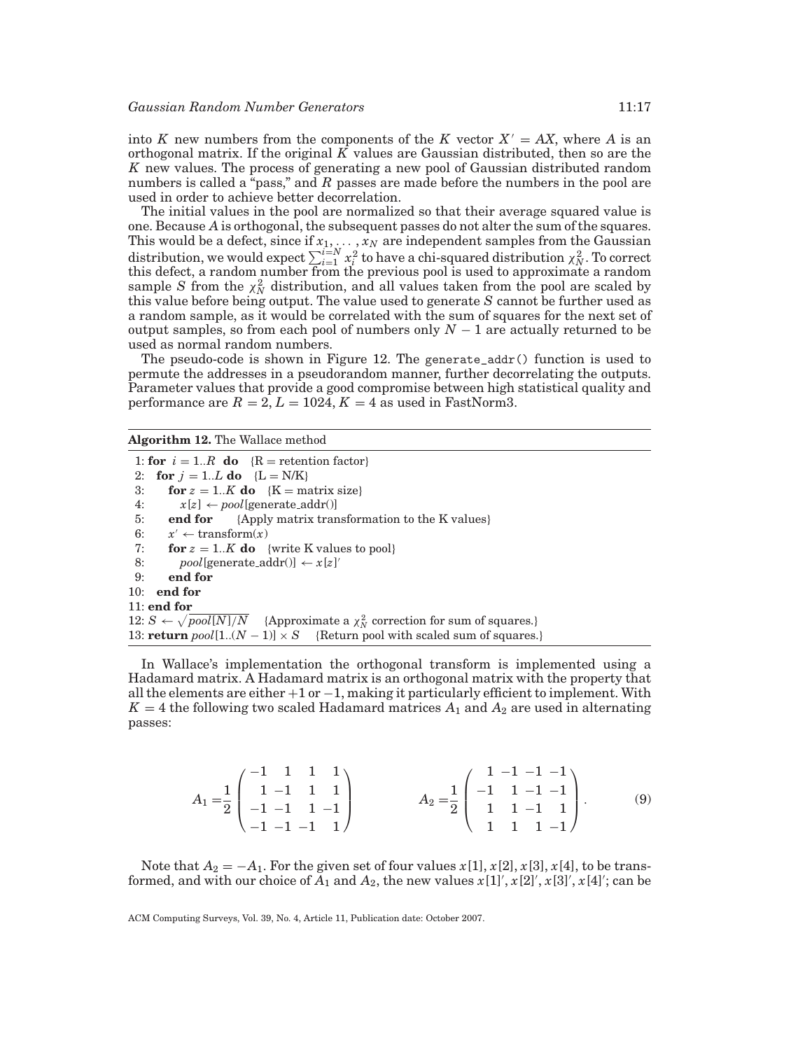into $K$ new numbers from the components of the $K$ vector $X' = AX$, where $A$ is an orthogonal matrix. If the original $K$ values are Gaussian distributed, then so are the $K$ new values. The process of generating a new pool of Gaussian distributed random numbers is called a "pass," and $R$ passes are made before the numbers in the pool are used in order to achieve better decorrelation.

The initial values in the pool are normalized so that their average squared value is one. Because $A$ is orthogonal, the subsequent passes do not alter the sum of the squares. This would be a defect, since if $x_1, \ldots, x_N$ are independent samples from the Gaussian distribution, we would expect $\sum_{i=1}^{i=N} x_i^2$ to have a chi-squared distribution $\chi_N^2$. To correct this defect, a random number from the previous pool is used to approximate a random sample $S$ from the $\chi_N^2$ distribution, and all values taken from the pool are scaled by this value before being output. The value used to generate $S$ cannot be further used as a random sample, as it would be correlated with the sum of squares for the next set of output samples, so from each pool of numbers only $N - 1$ are actually returned to be used as normal random numbers.

The pseudo-code is shown in Figure 12. The `generate_addr()` function is used to permute the addresses in a pseudorandom manner, further decorrelating the outputs. Parameter values that provide a good compromise between high statistical quality and performance are $R = 2$, $L = 1024$, $K = 4$ as used in FastNorm3.

**Algorithm 12.** The Wallace method

```
 1: for i = 1..R do    {R = retention factor}
 2:   for j = 1..L do    {L = N/K}
 3:     for z = 1..K do    {K = matrix size}
 4:       x[z] ← pool[generate_addr()]
 5:     end for       {Apply matrix transformation to the K values}
 6:     x' ← transform(x)
 7:     for z = 1..K do    {write K values to pool}
 8:       pool[generate_addr()] ← x[z]'
 9:     end for
10:   end for
11: end for
12: S ← sqrt(pool[N]/N)    {Approximate a χ²_N correction for sum of squares.}
13: return pool[1..(N − 1)] × S    {Return pool with scaled sum of squares.}
```

In Wallace's implementation the orthogonal transform is implemented using a Hadamard matrix. A Hadamard matrix is an orthogonal matrix with the property that all the elements are either $+1$ or $-1$, making it particularly efficient to implement. With $K = 4$ the following two scaled Hadamard matrices $A_1$ and $A_2$ are used in alternating passes:

$$A_1 = \frac{1}{2}\begin{pmatrix} -1 & 1 & 1 & 1 \\ 1 & -1 & 1 & 1 \\ -1 & -1 & 1 & -1 \\ -1 & -1 & -1 & 1 \end{pmatrix} \qquad A_2 = \frac{1}{2}\begin{pmatrix} 1 & -1 & -1 & -1 \\ -1 & 1 & -1 & -1 \\ 1 & 1 & -1 & 1 \\ 1 & 1 & 1 & -1 \end{pmatrix}. \tag{9}$$

Note that $A_2 = -A_1$. For the given set of four values $x[1], x[2], x[3], x[4]$, to be transformed, and with our choice of $A_1$ and $A_2$, the new values $x[1]', x[2]', x[3]', x[4]'$; can be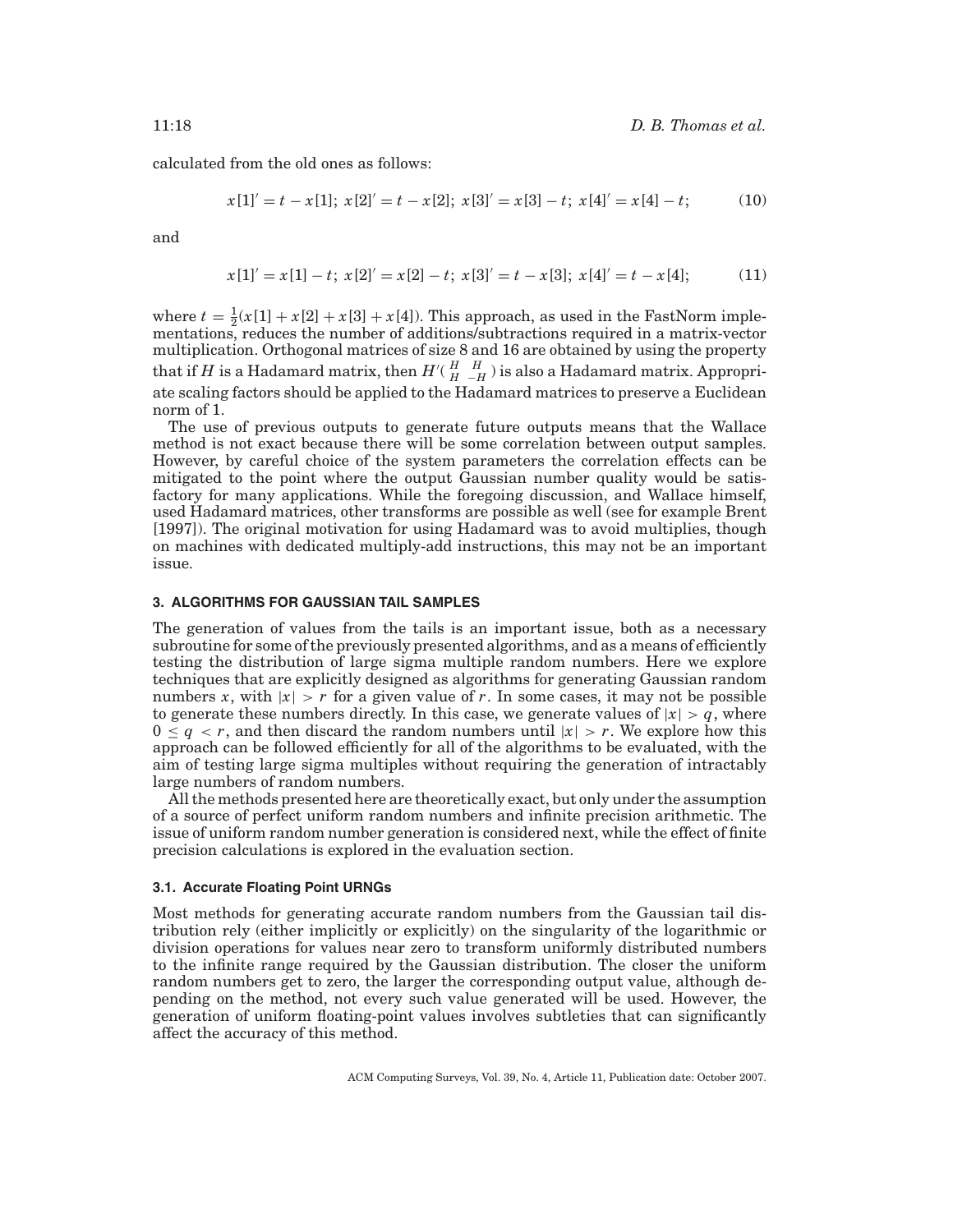calculated from the old ones as follows:

$$x[1]' = t - x[1];\ x[2]' = t - x[2];\ x[3]' = x[3] - t;\ x[4]' = x[4] - t; \tag{10}$$

and

$$x[1]' = x[1] - t;\ x[2]' = x[2] - t;\ x[3]' = t - x[3];\ x[4]' = t - x[4]; \tag{11}$$

where $t = \frac{1}{2}(x[1] + x[2] + x[3] + x[4])$. This approach, as used in the FastNorm implementations, reduces the number of additions/subtractions required in a matrix-vector multiplication. Orthogonal matrices of size 8 and 16 are obtained by using the property that if $H$ is a Hadamard matrix, then $H'(\begin{smallmatrix} H & H \\ H & -H \end{smallmatrix})$ is also a Hadamard matrix. Appropriate scaling factors should be applied to the Hadamard matrices to preserve a Euclidean norm of 1.

The use of previous outputs to generate future outputs means that the Wallace method is not exact because there will be some correlation between output samples. However, by careful choice of the system parameters the correlation effects can be mitigated to the point where the output Gaussian number quality would be satisfactory for many applications. While the foregoing discussion, and Wallace himself, used Hadamard matrices, other transforms are possible as well (see for example Brent [1997]). The original motivation for using Hadamard was to avoid multiplies, though on machines with dedicated multiply-add instructions, this may not be an important issue.

## 3. ALGORITHMS FOR GAUSSIAN TAIL SAMPLES

The generation of values from the tails is an important issue, both as a necessary subroutine for some of the previously presented algorithms, and as a means of efficiently testing the distribution of large sigma multiple random numbers. Here we explore techniques that are explicitly designed as algorithms for generating Gaussian random numbers $x$, with $|x| > r$ for a given value of $r$. In some cases, it may not be possible to generate these numbers directly. In this case, we generate values of $|x| > q$, where $0 \leq q < r$, and then discard the random numbers until $|x| > r$. We explore how this approach can be followed efficiently for all of the algorithms to be evaluated, with the aim of testing large sigma multiples without requiring the generation of intractably large numbers of random numbers.

All the methods presented here are theoretically exact, but only under the assumption of a source of perfect uniform random numbers and infinite precision arithmetic. The issue of uniform random number generation is considered next, while the effect of finite precision calculations is explored in the evaluation section.

### 3.1. Accurate Floating Point URNGs

Most methods for generating accurate random numbers from the Gaussian tail distribution rely (either implicitly or explicitly) on the singularity of the logarithmic or division operations for values near zero to transform uniformly distributed numbers to the infinite range required by the Gaussian distribution. The closer the uniform random numbers get to zero, the larger the corresponding output value, although depending on the method, not every such value generated will be used. However, the generation of uniform floating-point values involves subtleties that can significantly affect the accuracy of this method.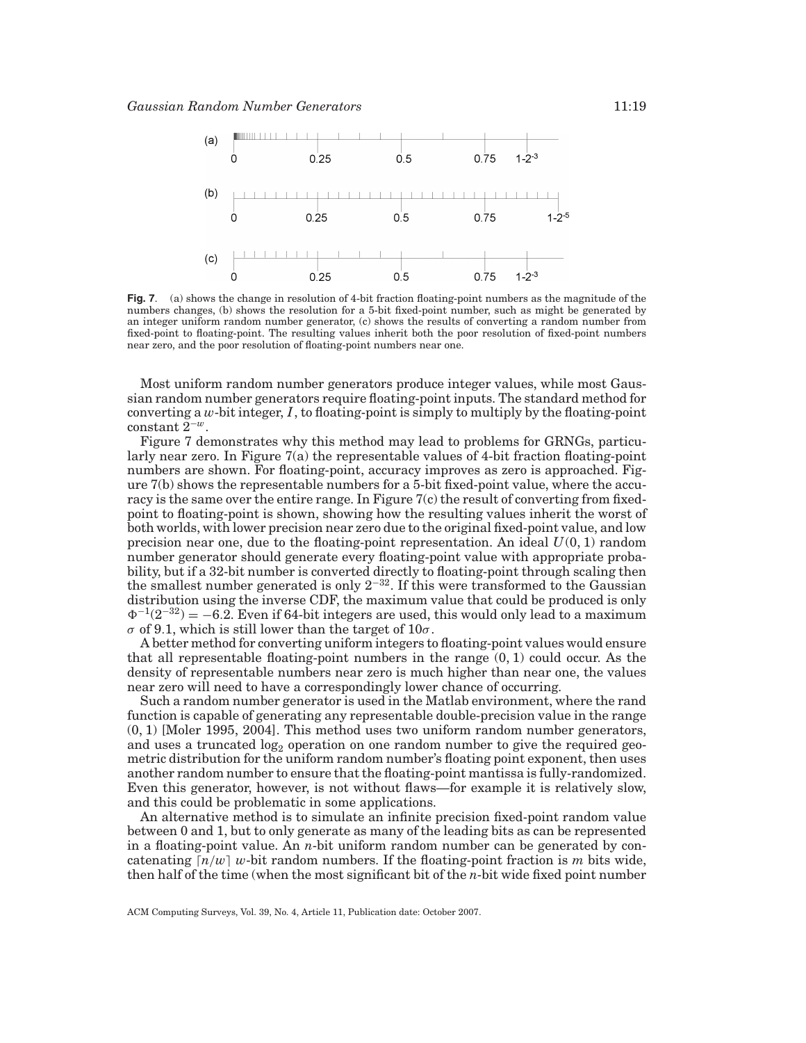**Fig. 7**. (a) shows the change in resolution of 4-bit fraction floating-point numbers as the magnitude of the numbers changes, (b) shows the resolution for a 5-bit fixed-point number, such as might be generated by an integer uniform random number generator, (c) shows the results of converting a random number from fixed-point to floating-point. The resulting values inherit both the poor resolution of fixed-point numbers near zero, and the poor resolution of floating-point numbers near one.

Most uniform random number generators produce integer values, while most Gaussian random number generators require floating-point inputs. The standard method for converting a $w$-bit integer, $I$, to floating-point is simply to multiply by the floating-point constant $2^{-w}$.

Figure 7 demonstrates why this method may lead to problems for GRNGs, particularly near zero. In Figure 7(a) the representable values of 4-bit fraction floating-point numbers are shown. For floating-point, accuracy improves as zero is approached. Figure 7(b) shows the representable numbers for a 5-bit fixed-point value, where the accuracy is the same over the entire range. In Figure 7(c) the result of converting from fixed-point to floating-point is shown, showing how the resulting values inherit the worst of both worlds, with lower precision near zero due to the original fixed-point value, and low precision near one, due to the floating-point representation. An ideal $U(0, 1)$ random number generator should generate every floating-point value with appropriate probability, but if a 32-bit number is converted directly to floating-point through scaling then the smallest number generated is only $2^{-32}$. If this were transformed to the Gaussian distribution using the inverse CDF, the maximum value that could be produced is only $\Phi^{-1}(2^{-32}) = -6.2$. Even if 64-bit integers are used, this would only lead to a maximum $\sigma$ of 9.1, which is still lower than the target of $10\sigma$.

A better method for converting uniform integers to floating-point values would ensure that all representable floating-point numbers in the range $(0, 1)$ could occur. As the density of representable numbers near zero is much higher than near one, the values near zero will need to have a correspondingly lower chance of occurring.

Such a random number generator is used in the Matlab environment, where the rand function is capable of generating any representable double-precision value in the range $(0, 1)$ [Moler 1995, 2004]. This method uses two uniform random number generators, and uses a truncated $\log_2$ operation on one random number to give the required geometric distribution for the uniform random number's floating point exponent, then uses another random number to ensure that the floating-point mantissa is fully-randomized. Even this generator, however, is not without flaws—for example it is relatively slow, and this could be problematic in some applications.

An alternative method is to simulate an infinite precision fixed-point random value between 0 and 1, but to only generate as many of the leading bits as can be represented in a floating-point value. An $n$-bit uniform random number can be generated by concatenating $\lceil n/w \rceil$ $w$-bit random numbers. If the floating-point fraction is $m$ bits wide, then half of the time (when the most significant bit of the $n$-bit wide fixed point number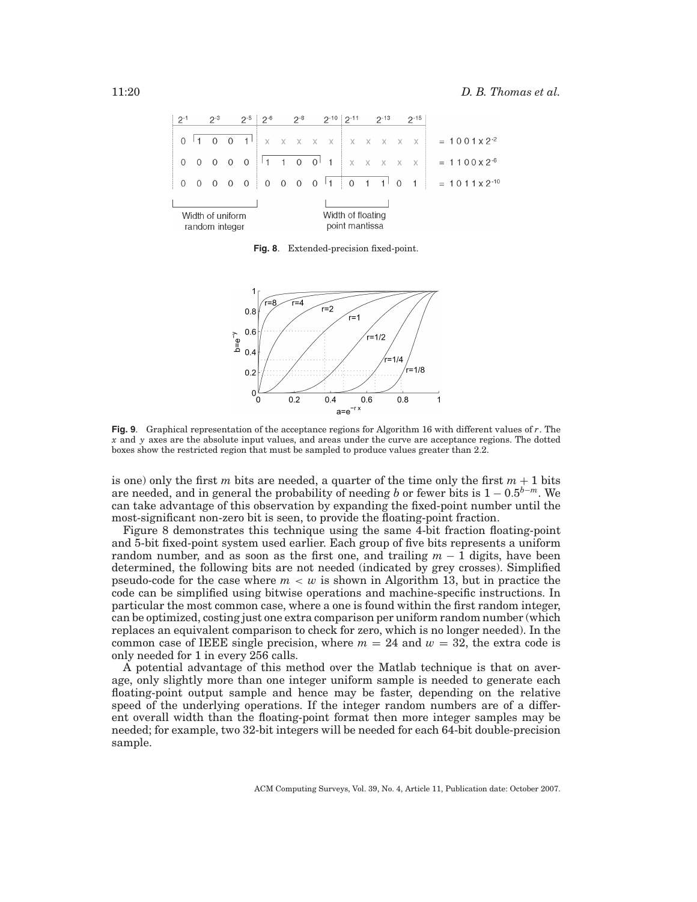**Fig. 8**. Extended-precision fixed-point.

**Fig. 9**. Graphical representation of the acceptance regions for Algorithm 16 with different values of $r$. The $x$ and $y$ axes are the absolute input values, and areas under the curve are acceptance regions. The dotted boxes show the restricted region that must be sampled to produce values greater than 2.2.

is one) only the first $m$ bits are needed, a quarter of the time only the first $m + 1$ bits are needed, and in general the probability of needing $b$ or fewer bits is $1 - 0.5^{b-m}$. We can take advantage of this observation by expanding the fixed-point number until the most-significant non-zero bit is seen, to provide the floating-point fraction.

Figure 8 demonstrates this technique using the same 4-bit fraction floating-point and 5-bit fixed-point system used earlier. Each group of five bits represents a uniform random number, and as soon as the first one, and trailing $m - 1$ digits, have been determined, the following bits are not needed (indicated by grey crosses). Simplified pseudo-code for the case where $m < w$ is shown in Algorithm 13, but in practice the code can be simplified using bitwise operations and machine-specific instructions. In particular the most common case, where a one is found within the first random integer, can be optimized, costing just one extra comparison per uniform random number (which replaces an equivalent comparison to check for zero, which is no longer needed). In the common case of IEEE single precision, where $m = 24$ and $w = 32$, the extra code is only needed for 1 in every 256 calls.

A potential advantage of this method over the Matlab technique is that on average, only slightly more than one integer uniform sample is needed to generate each floating-point output sample and hence may be faster, depending on the relative speed of the underlying operations. If the integer random numbers are of a different overall width than the floating-point format then more integer samples may be needed; for example, two 32-bit integers will be needed for each 64-bit double-precision sample.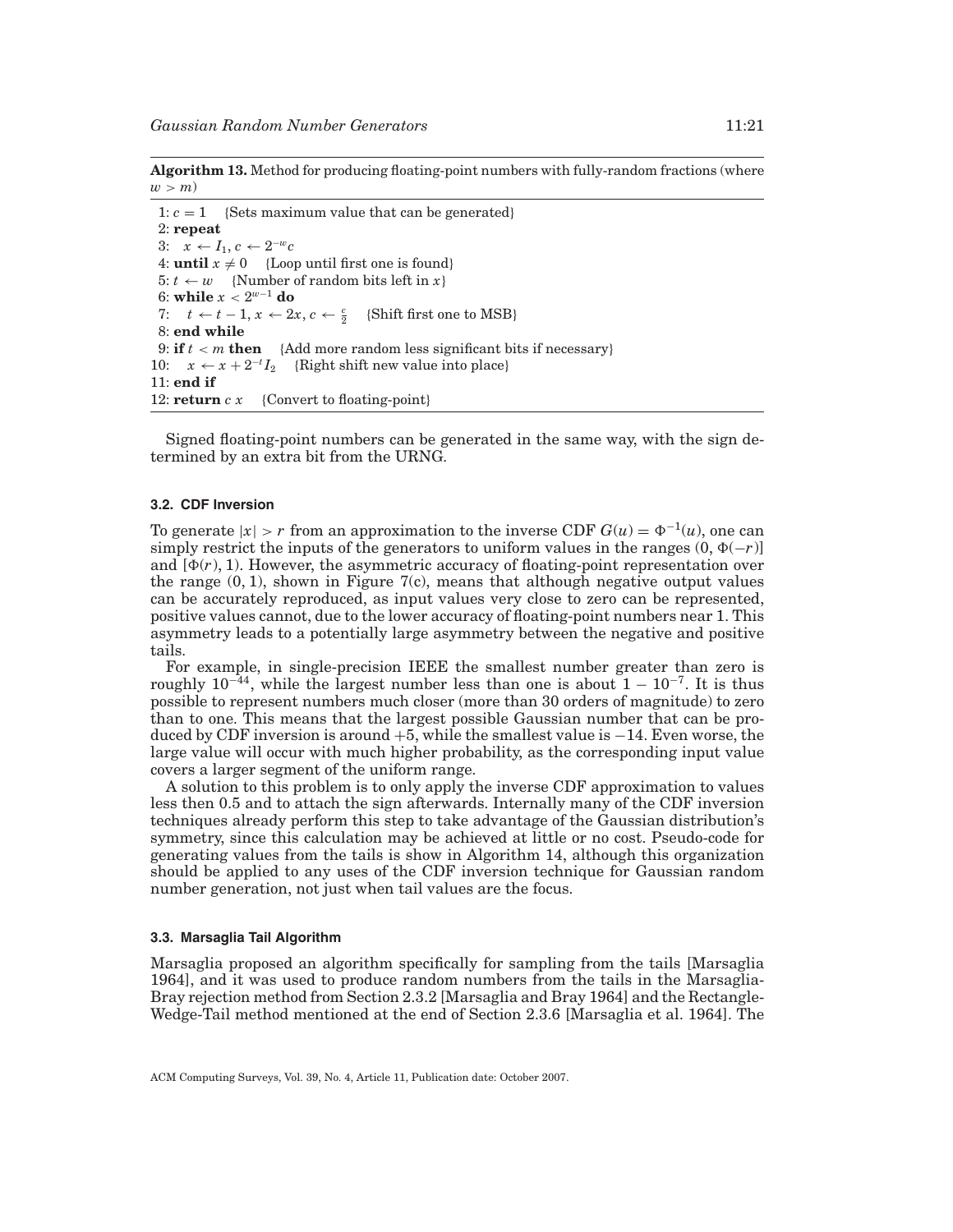**Algorithm 13.** Method for producing floating-point numbers with fully-random fractions (where $w > m$)

```
 1: c = 1    {Sets maximum value that can be generated}
 2: repeat
 3:   x ← I_1, c ← 2^{-w} c
 4: until x ≠ 0    {Loop until first one is found}
 5: t ← w    {Number of random bits left in x}
 6: while x < 2^{w-1} do
 7:   t ← t − 1, x ← 2x, c ← c/2    {Shift first one to MSB}
 8: end while
 9: if t < m then    {Add more random less significant bits if necessary}
10:   x ← x + 2^{-t} I_2    {Right shift new value into place}
11: end if
12: return c x    {Convert to floating-point}
```

Signed floating-point numbers can be generated in the same way, with the sign determined by an extra bit from the URNG.

### 3.2. CDF Inversion

To generate $|x| > r$ from an approximation to the inverse CDF $G(u) = \Phi^{-1}(u)$, one can simply restrict the inputs of the generators to uniform values in the ranges $(0, \Phi(-r)]$ and $[\Phi(r), 1)$. However, the asymmetric accuracy of floating-point representation over the range $(0, 1)$, shown in Figure 7(c), means that although negative output values can be accurately reproduced, as input values very close to zero can be represented, positive values cannot, due to the lower accuracy of floating-point numbers near 1. This asymmetry leads to a potentially large asymmetry between the negative and positive tails.

For example, in single-precision IEEE the smallest number greater than zero is roughly $10^{-44}$, while the largest number less than one is about $1 - 10^{-7}$. It is thus possible to represent numbers much closer (more than 30 orders of magnitude) to zero than to one. This means that the largest possible Gaussian number that can be produced by CDF inversion is around $+5$, while the smallest value is $-14$. Even worse, the large value will occur with much higher probability, as the corresponding input value covers a larger segment of the uniform range.

A solution to this problem is to only apply the inverse CDF approximation to values less then 0.5 and to attach the sign afterwards. Internally many of the CDF inversion techniques already perform this step to take advantage of the Gaussian distribution's symmetry, since this calculation may be achieved at little or no cost. Pseudo-code for generating values from the tails is show in Algorithm 14, although this organization should be applied to any uses of the CDF inversion technique for Gaussian random number generation, not just when tail values are the focus.

### 3.3. Marsaglia Tail Algorithm

Marsaglia proposed an algorithm specifically for sampling from the tails [Marsaglia 1964], and it was used to produce random numbers from the tails in the Marsaglia-Bray rejection method from Section 2.3.2 [Marsaglia and Bray 1964] and the Rectangle-Wedge-Tail method mentioned at the end of Section 2.3.6 [Marsaglia et al. 1964]. The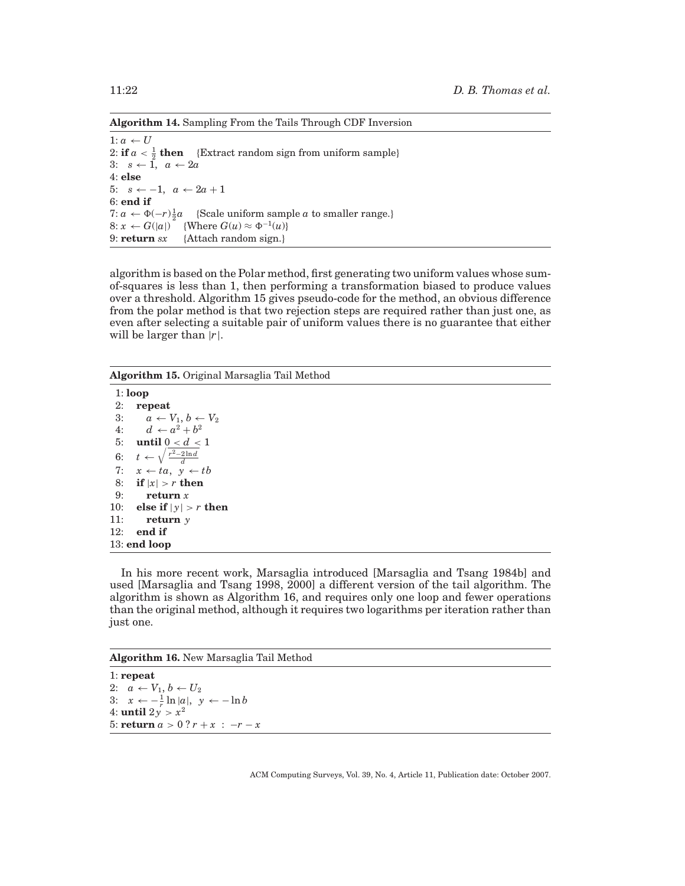**Algorithm 14.** Sampling From the Tails Through CDF Inversion

```
1: a ← U
2: if a < 1/2 then    {Extract random sign from uniform sample}
3:   s ← 1,  a ← 2a
4: else
5:   s ← −1,  a ← 2a + 1
6: end if
7: a ← Φ(−r)(1/2)a    {Scale uniform sample a to smaller range.}
8: x ← G(|a|)    {Where G(u) ≈ Φ^{−1}(u)}
9: return sx    {Attach random sign.}
```

algorithm is based on the Polar method, first generating two uniform values whose sum-of-squares is less than 1, then performing a transformation biased to produce values over a threshold. Algorithm 15 gives pseudo-code for the method, an obvious difference from the polar method is that two rejection steps are required rather than just one, as even after selecting a suitable pair of uniform values there is no guarantee that either will be larger than $|r|$.

**Algorithm 15.** Original Marsaglia Tail Method

```
 1: loop
 2:   repeat
 3:     a ← V_1, b ← V_2
 4:     d ← a^2 + b^2
 5:   until 0 < d < 1
 6:   t ← sqrt((r^2 − 2 ln d) / d)
 7:   x ← ta,  y ← tb
 8:   if |x| > r then
 9:     return x
10:   else if |y| > r then
11:     return y
12:   end if
13: end loop
```

In his more recent work, Marsaglia introduced [Marsaglia and Tsang 1984b] and used [Marsaglia and Tsang 1998, 2000] a different version of the tail algorithm. The algorithm is shown as Algorithm 16, and requires only one loop and fewer operations than the original method, although it requires two logarithms per iteration rather than just one.

**Algorithm 16.** New Marsaglia Tail Method

```
1: repeat
2:   a ← V_1, b ← U_2
3:   x ← −(1/r) ln |a|,  y ← −ln b
4: until 2y > x^2
5: return a > 0 ? r + x : −r − x
```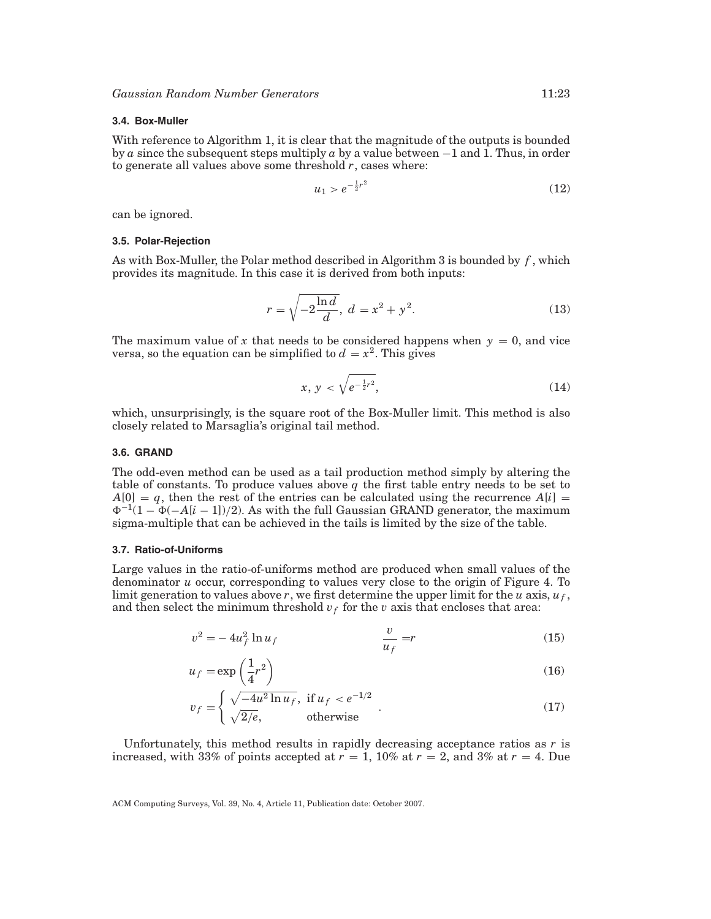### 3.4. Box-Muller

With reference to Algorithm 1, it is clear that the magnitude of the outputs is bounded by $a$ since the subsequent steps multiply $a$ by a value between −1 and 1. Thus, in order to generate all values above some threshold $r$, cases where:

$$u_1 > e^{-\frac{1}{2}r^2} \tag{12}$$

can be ignored.

### 3.5. Polar-Rejection

As with Box-Muller, the Polar method described in Algorithm 3 is bounded by $f$, which provides its magnitude. In this case it is derived from both inputs:

$$r = \sqrt{-2\frac{\ln d}{d}},\ d = x^2 + y^2. \tag{13}$$

The maximum value of $x$ that needs to be considered happens when $y = 0$, and vice versa, so the equation can be simplified to $d = x^2$. This gives

$$x, y < \sqrt{e^{-\frac{1}{2}r^2}}, \tag{14}$$

which, unsurprisingly, is the square root of the Box-Muller limit. This method is also closely related to Marsaglia's original tail method.

### 3.6. GRAND

The odd-even method can be used as a tail production method simply by altering the table of constants. To produce values above $q$ the first table entry needs to be set to $A[0] = q$, then the rest of the entries can be calculated using the recurrence $A[i] = \Phi^{-1}(1 - \Phi(-A[i-1])/2)$. As with the full Gaussian GRAND generator, the maximum sigma-multiple that can be achieved in the tails is limited by the size of the table.

### 3.7. Ratio-of-Uniforms

Large values in the ratio-of-uniforms method are produced when small values of the denominator $u$ occur, corresponding to values very close to the origin of Figure 4. To limit generation to values above $r$, we first determine the upper limit for the $u$ axis, $u_f$, and then select the minimum threshold $v_f$ for the $v$ axis that encloses that area:

$$v^2 = -4u_f^2 \ln u_f \qquad\qquad \frac{v}{u_f} = r \tag{15}$$

$$u_f = \exp\left(\frac{1}{4}r^2\right) \tag{16}$$

$$v_f = \begin{cases} \sqrt{-4u^2 \ln u_f}, & \text{if } u_f < e^{-1/2} \\ \sqrt{2/e}, & \text{otherwise} \end{cases}. \tag{17}$$

Unfortunately, this method results in rapidly decreasing acceptance ratios as $r$ is increased, with 33% of points accepted at $r = 1$, 10% at $r = 2$, and 3% at $r = 4$. Due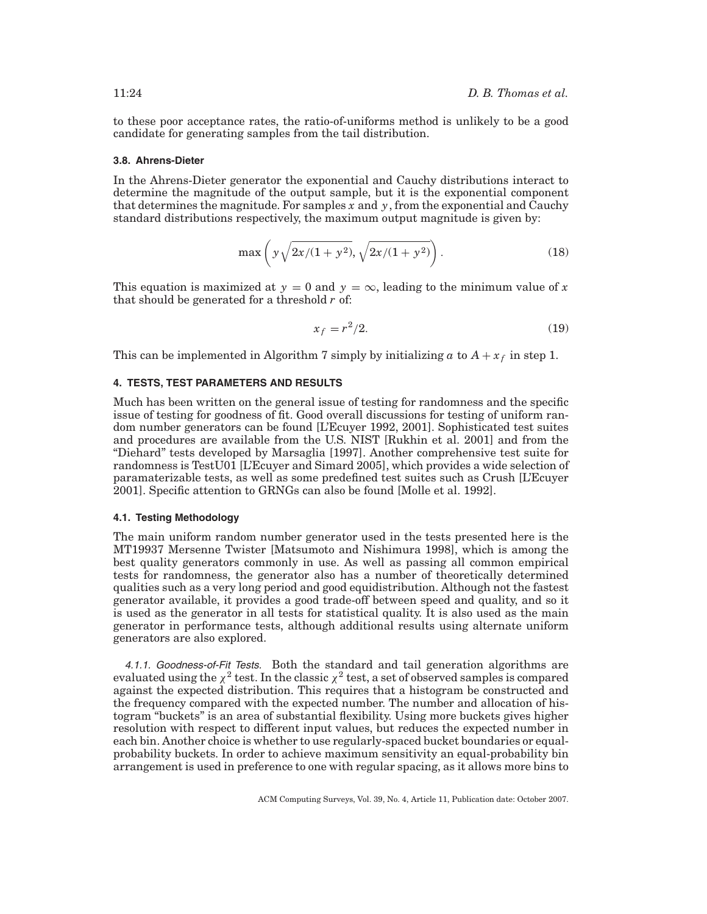to these poor acceptance rates, the ratio-of-uniforms method is unlikely to be a good candidate for generating samples from the tail distribution.

### 3.8. Ahrens-Dieter

In the Ahrens-Dieter generator the exponential and Cauchy distributions interact to determine the magnitude of the output sample, but it is the exponential component that determines the magnitude. For samples $x$ and $y$, from the exponential and Cauchy standard distributions respectively, the maximum output magnitude is given by:

$$\max\left( y\sqrt{2x/(1+y^2)}, \sqrt{2x/(1+y^2)} \right). \tag{18}$$

This equation is maximized at $y = 0$ and $y = \infty$, leading to the minimum value of $x$ that should be generated for a threshold $r$ of:

$$x_f = r^2/2. \tag{19}$$

This can be implemented in Algorithm 7 simply by initializing $a$ to $A + x_f$ in step 1.

## 4. TESTS, TEST PARAMETERS AND RESULTS

Much has been written on the general issue of testing for randomness and the specific issue of testing for goodness of fit. Good overall discussions for testing of uniform random number generators can be found [L'Ecuyer 1992, 2001]. Sophisticated test suites and procedures are available from the U.S. NIST [Rukhin et al. 2001] and from the "Diehard" tests developed by Marsaglia [1997]. Another comprehensive test suite for randomness is TestU01 [L'Ecuyer and Simard 2005], which provides a wide selection of paramaterizable tests, as well as some predefined test suites such as Crush [L'Ecuyer 2001]. Specific attention to GRNGs can also be found [Molle et al. 1992].

### 4.1. Testing Methodology

The main uniform random number generator used in the tests presented here is the MT19937 Mersenne Twister [Matsumoto and Nishimura 1998], which is among the best quality generators commonly in use. As well as passing all common empirical tests for randomness, the generator also has a number of theoretically determined qualities such as a very long period and good equidistribution. Although not the fastest generator available, it provides a good trade-off between speed and quality, and so it is used as the generator in all tests for statistical quality. It is also used as the main generator in performance tests, although additional results using alternate uniform generators are also explored.

*4.1.1. Goodness-of-Fit Tests.* Both the standard and tail generation algorithms are evaluated using the $\chi^2$ test. In the classic $\chi^2$ test, a set of observed samples is compared against the expected distribution. This requires that a histogram be constructed and the frequency compared with the expected number. The number and allocation of histogram "buckets" is an area of substantial flexibility. Using more buckets gives higher resolution with respect to different input values, but reduces the expected number in each bin. Another choice is whether to use regularly-spaced bucket boundaries or equal-probability buckets. In order to achieve maximum sensitivity an equal-probability bin arrangement is used in preference to one with regular spacing, as it allows more bins to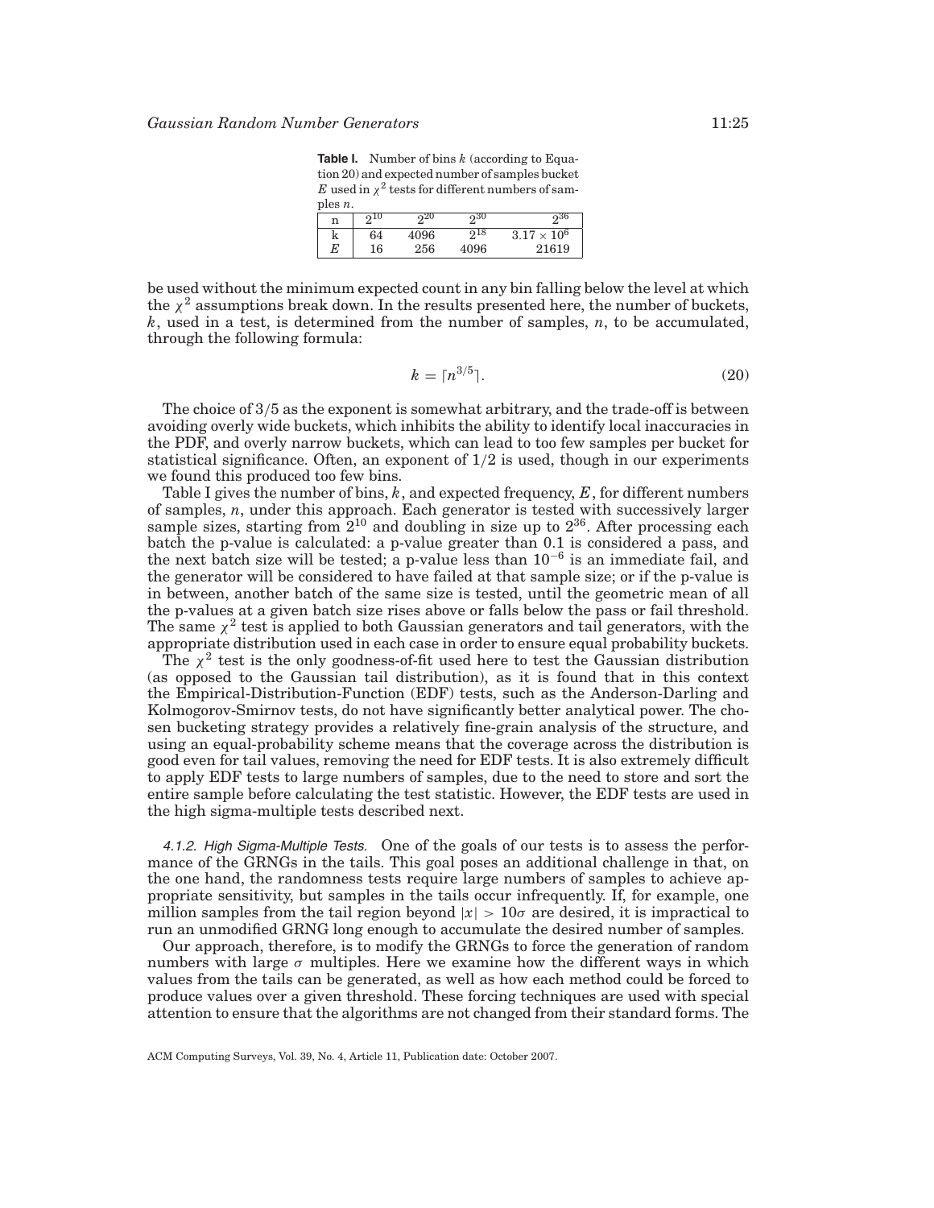**Table I.** Number of bins $k$ (according to Equation 20) and expected number of samples bucket $E$ used in $\chi^2$ tests for different numbers of samples $n$.

| n | $2^{10}$ | $2^{20}$ | $2^{30}$ | $2^{36}$ |
|---|---|---|---|---|
| k | 64 | 4096 | $2^{18}$ | $3.17 \times 10^6$ |
| $E$ | 16 | 256 | 4096 | 21619 |

be used without the minimum expected count in any bin falling below the level at which the $\chi^2$ assumptions break down. In the results presented here, the number of buckets, $k$, used in a test, is determined from the number of samples, $n$, to be accumulated, through the following formula:

$$k = \lceil n^{3/5} \rceil. \tag{20}$$

The choice of 3/5 as the exponent is somewhat arbitrary, and the trade-off is between avoiding overly wide buckets, which inhibits the ability to identify local inaccuracies in the PDF, and overly narrow buckets, which can lead to too few samples per bucket for statistical significance. Often, an exponent of 1/2 is used, though in our experiments we found this produced too few bins.

Table I gives the number of bins, $k$, and expected frequency, $E$, for different numbers of samples, $n$, under this approach. Each generator is tested with successively larger sample sizes, starting from $2^{10}$ and doubling in size up to $2^{36}$. After processing each batch the p-value is calculated: a p-value greater than 0.1 is considered a pass, and the next batch size will be tested; a p-value less than $10^{-6}$ is an immediate fail, and the generator will be considered to have failed at that sample size; or if the p-value is in between, another batch of the same size is tested, until the geometric mean of all the p-values at a given batch size rises above or falls below the pass or fail threshold. The same $\chi^2$ test is applied to both Gaussian generators and tail generators, with the appropriate distribution used in each case in order to ensure equal probability buckets.

The $\chi^2$ test is the only goodness-of-fit used here to test the Gaussian distribution (as opposed to the Gaussian tail distribution), as it is found that in this context the Empirical-Distribution-Function (EDF) tests, such as the Anderson-Darling and Kolmogorov-Smirnov tests, do not have significantly better analytical power. The chosen bucketing strategy provides a relatively fine-grain analysis of the structure, and using an equal-probability scheme means that the coverage across the distribution is good even for tail values, removing the need for EDF tests. It is also extremely difficult to apply EDF tests to large numbers of samples, due to the need to store and sort the entire sample before calculating the test statistic. However, the EDF tests are used in the high sigma-multiple tests described next.

*4.1.2. High Sigma-Multiple Tests.* One of the goals of our tests is to assess the performance of the GRNGs in the tails. This goal poses an additional challenge in that, on the one hand, the randomness tests require large numbers of samples to achieve appropriate sensitivity, but samples in the tails occur infrequently. If, for example, one million samples from the tail region beyond $|x| > 10\sigma$ are desired, it is impractical to run an unmodified GRNG long enough to accumulate the desired number of samples.

Our approach, therefore, is to modify the GRNGs to force the generation of random numbers with large $\sigma$ multiples. Here we examine how the different ways in which values from the tails can be generated, as well as how each method could be forced to produce values over a given threshold. These forcing techniques are used with special attention to ensure that the algorithms are not changed from their standard forms. The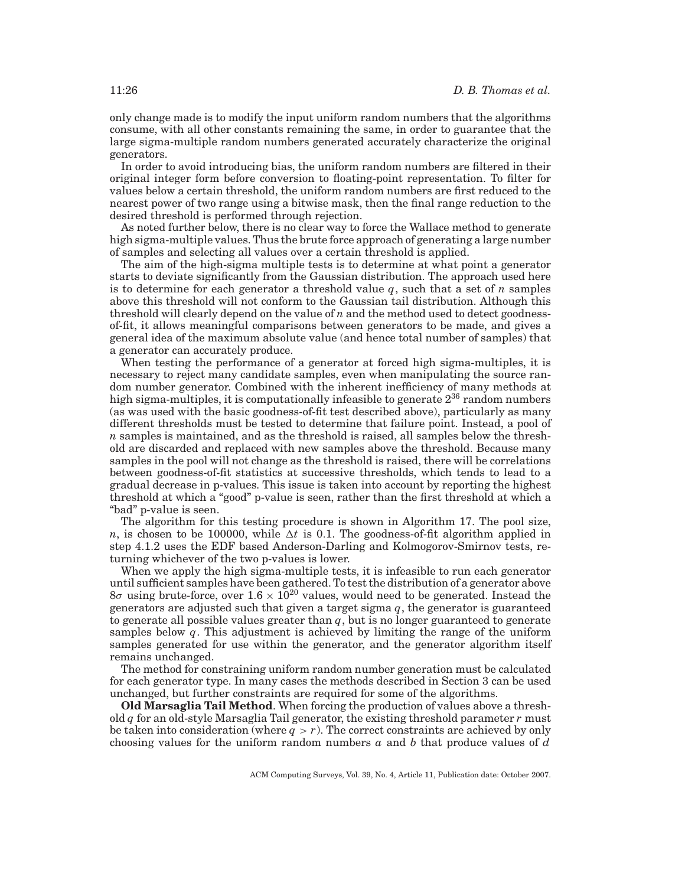only change made is to modify the input uniform random numbers that the algorithms consume, with all other constants remaining the same, in order to guarantee that the large sigma-multiple random numbers generated accurately characterize the original generators.

In order to avoid introducing bias, the uniform random numbers are filtered in their original integer form before conversion to floating-point representation. To filter for values below a certain threshold, the uniform random numbers are first reduced to the nearest power of two range using a bitwise mask, then the final range reduction to the desired threshold is performed through rejection.

As noted further below, there is no clear way to force the Wallace method to generate high sigma-multiple values. Thus the brute force approach of generating a large number of samples and selecting all values over a certain threshold is applied.

The aim of the high-sigma multiple tests is to determine at what point a generator starts to deviate significantly from the Gaussian distribution. The approach used here is to determine for each generator a threshold value $q$, such that a set of $n$ samples above this threshold will not conform to the Gaussian tail distribution. Although this threshold will clearly depend on the value of $n$ and the method used to detect goodness-of-fit, it allows meaningful comparisons between generators to be made, and gives a general idea of the maximum absolute value (and hence total number of samples) that a generator can accurately produce.

When testing the performance of a generator at forced high sigma-multiples, it is necessary to reject many candidate samples, even when manipulating the source random number generator. Combined with the inherent inefficiency of many methods at high sigma-multiples, it is computationally infeasible to generate $2^{36}$ random numbers (as was used with the basic goodness-of-fit test described above), particularly as many different thresholds must be tested to determine that failure point. Instead, a pool of $n$ samples is maintained, and as the threshold is raised, all samples below the threshold are discarded and replaced with new samples above the threshold. Because many samples in the pool will not change as the threshold is raised, there will be correlations between goodness-of-fit statistics at successive thresholds, which tends to lead to a gradual decrease in p-values. This issue is taken into account by reporting the highest threshold at which a "good" p-value is seen, rather than the first threshold at which a "bad" p-value is seen.

The algorithm for this testing procedure is shown in Algorithm 17. The pool size, $n$, is chosen to be 100000, while $\Delta t$ is 0.1. The goodness-of-fit algorithm applied in step 4.1.2 uses the EDF based Anderson-Darling and Kolmogorov-Smirnov tests, returning whichever of the two p-values is lower.

When we apply the high sigma-multiple tests, it is infeasible to run each generator until sufficient samples have been gathered. To test the distribution of a generator above $8\sigma$ using brute-force, over $1.6 \times 10^{20}$ values, would need to be generated. Instead the generators are adjusted such that given a target sigma $q$, the generator is guaranteed to generate all possible values greater than $q$, but is no longer guaranteed to generate samples below $q$. This adjustment is achieved by limiting the range of the uniform samples generated for use within the generator, and the generator algorithm itself remains unchanged.

The method for constraining uniform random number generation must be calculated for each generator type. In many cases the methods described in Section 3 can be used unchanged, but further constraints are required for some of the algorithms.

**Old Marsaglia Tail Method**. When forcing the production of values above a threshold $q$ for an old-style Marsaglia Tail generator, the existing threshold parameter $r$ must be taken into consideration (where $q > r$). The correct constraints are achieved by only choosing values for the uniform random numbers $a$ and $b$ that produce values of $d$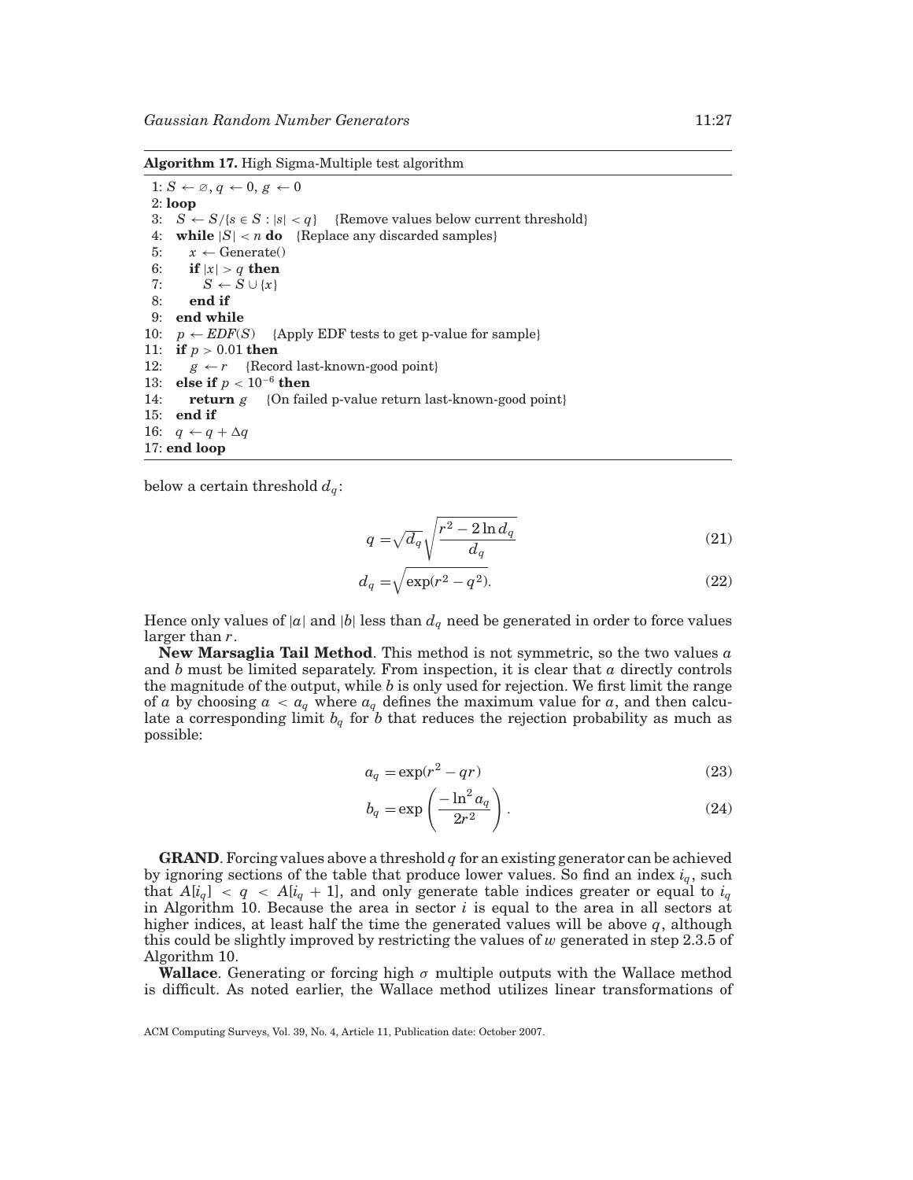**Algorithm 17.** High Sigma-Multiple test algorithm

```
 1: S ← ∅, q ← 0, g ← 0
 2: loop
 3:   S ← S/{s ∈ S : |s| < q}   {Remove values below current threshold}
 4:   while |S| < n do   {Replace any discarded samples}
 5:     x ← Generate()
 6:     if |x| > q then
 7:       S ← S ∪ {x}
 8:     end if
 9:   end while
10:   p ← EDF(S)   {Apply EDF tests to get p-value for sample}
11:   if p > 0.01 then
12:     g ← r   {Record last-known-good point}
13:   else if p < 10^-6 then
14:     return g   {On failed p-value return last-known-good point}
15:   end if
16:   q ← q + Δq
17: end loop
```

below a certain threshold $d_q$:

$$q = \sqrt{d_q}\sqrt{\frac{r^2 - 2\ln d_q}{d_q}} \tag{21}$$

$$d_q = \sqrt{\exp(r^2 - q^2)}. \tag{22}$$

Hence only values of $|a|$ and $|b|$ less than $d_q$ need be generated in order to force values larger than $r$.

**New Marsaglia Tail Method**. This method is not symmetric, so the two values $a$ and $b$ must be limited separately. From inspection, it is clear that $a$ directly controls the magnitude of the output, while $b$ is only used for rejection. We first limit the range of $a$ by choosing $a < a_q$ where $a_q$ defines the maximum value for $a$, and then calculate a corresponding limit $b_q$ for $b$ that reduces the rejection probability as much as possible:

$$a_q = \exp(r^2 - qr) \tag{23}$$

$$b_q = \exp\left(\frac{-\ln^2 a_q}{2r^2}\right). \tag{24}$$

**GRAND**. Forcing values above a threshold $q$ for an existing generator can be achieved by ignoring sections of the table that produce lower values. So find an index $i_q$, such that $A[i_q] < q < A[i_q + 1]$, and only generate table indices greater or equal to $i_q$ in Algorithm 10. Because the area in sector $i$ is equal to the area in all sectors at higher indices, at least half the time the generated values will be above $q$, although this could be slightly improved by restricting the values of $w$ generated in step 2.3.5 of Algorithm 10.

**Wallace**. Generating or forcing high $\sigma$ multiple outputs with the Wallace method is difficult. As noted earlier, the Wallace method utilizes linear transformations of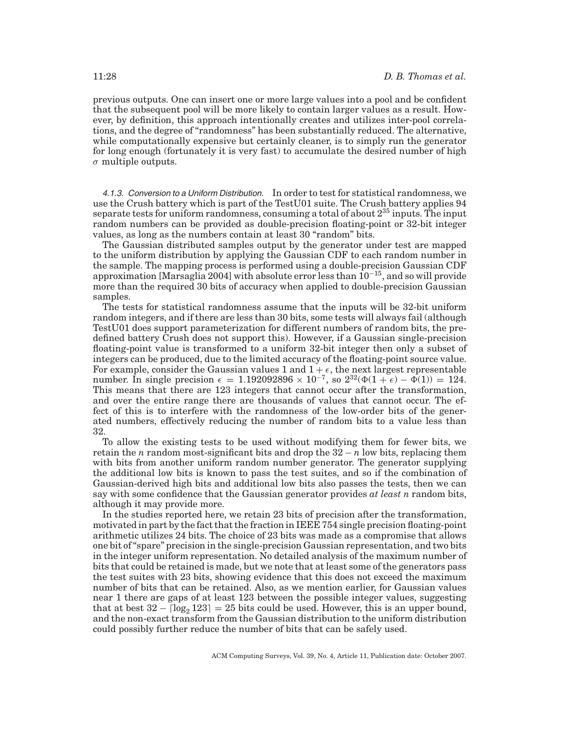previous outputs. One can insert one or more large values into a pool and be confident that the subsequent pool will be more likely to contain larger values as a result. However, by definition, this approach intentionally creates and utilizes inter-pool correlations, and the degree of "randomness" has been substantially reduced. The alternative, while computationally expensive but certainly cleaner, is to simply run the generator for long enough (fortunately it is very fast) to accumulate the desired number of high $\sigma$ multiple outputs.

#### 4.1.3. Conversion to a Uniform Distribution.

In order to test for statistical randomness, we use the Crush battery which is part of the TestU01 suite. The Crush battery applies 94 separate tests for uniform randomness, consuming a total of about $2^{35}$ inputs. The input random numbers can be provided as double-precision floating-point or 32-bit integer values, as long as the numbers contain at least 30 "random" bits.

The Gaussian distributed samples output by the generator under test are mapped to the uniform distribution by applying the Gaussian CDF to each random number in the sample. The mapping process is performed using a double-precision Gaussian CDF approximation [Marsaglia 2004] with absolute error less than $10^{-15}$, and so will provide more than the required 30 bits of accuracy when applied to double-precision Gaussian samples.

The tests for statistical randomness assume that the inputs will be 32-bit uniform random integers, and if there are less than 30 bits, some tests will always fail (although TestU01 does support parameterization for different numbers of random bits, the predefined battery Crush does not support this). However, if a Gaussian single-precision floating-point value is transformed to a uniform 32-bit integer then only a subset of integers can be produced, due to the limited accuracy of the floating-point source value. For example, consider the Gaussian values 1 and $1+\epsilon$, the next largest representable number. In single precision $\epsilon = 1.192092896 \times 10^{-7}$, so $2^{32}(\Phi(1+\epsilon) - \Phi(1)) = 124$. This means that there are 123 integers that cannot occur after the transformation, and over the entire range there are thousands of values that cannot occur. The effect of this is to interfere with the randomness of the low-order bits of the generated numbers, effectively reducing the number of random bits to a value less than 32.

To allow the existing tests to be used without modifying them for fewer bits, we retain the $n$ random most-significant bits and drop the $32 - n$ low bits, replacing them with bits from another uniform random number generator. The generator supplying the additional low bits is known to pass the test suites, and so if the combination of Gaussian-derived high bits and additional low bits also passes the tests, then we can say with some confidence that the Gaussian generator provides *at least n* random bits, although it may provide more.

In the studies reported here, we retain 23 bits of precision after the transformation, motivated in part by the fact that the fraction in IEEE 754 single precision floating-point arithmetic utilizes 24 bits. The choice of 23 bits was made as a compromise that allows one bit of "spare" precision in the single-precision Gaussian representation, and two bits in the integer uniform representation. No detailed analysis of the maximum number of bits that could be retained is made, but we note that at least some of the generators pass the test suites with 23 bits, showing evidence that this does not exceed the maximum number of bits that can be retained. Also, as we mention earlier, for Gaussian values near 1 there are gaps of at least 123 between the possible integer values, suggesting that at best $32 - \lceil \log_2 123 \rceil = 25$ bits could be used. However, this is an upper bound, and the non-exact transform from the Gaussian distribution to the uniform distribution could possibly further reduce the number of bits that can be safely used.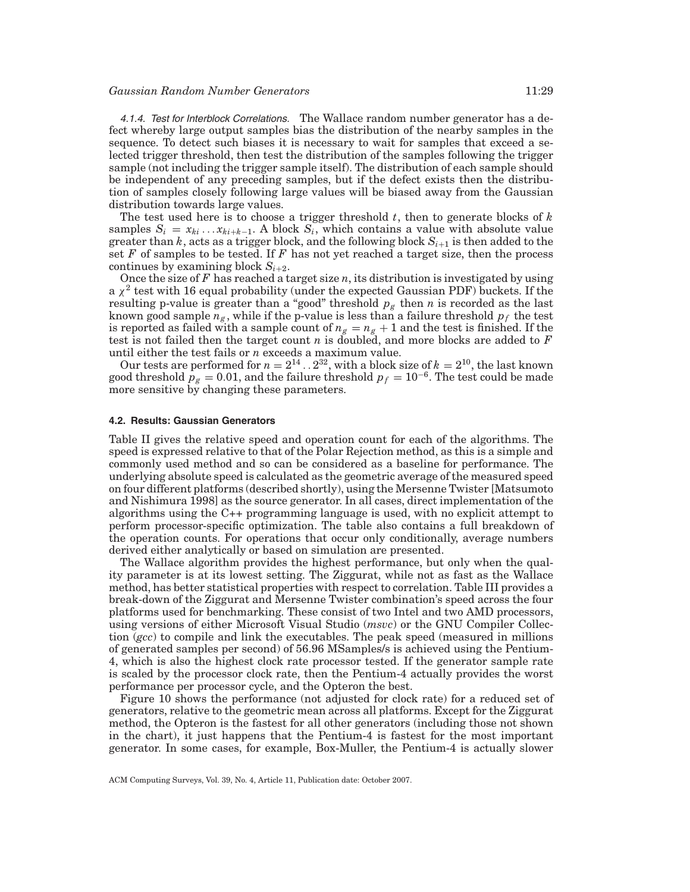*4.1.4. Test for Interblock Correlations.* The Wallace random number generator has a defect whereby large output samples bias the distribution of the nearby samples in the sequence. To detect such biases it is necessary to wait for samples that exceed a selected trigger threshold, then test the distribution of the samples following the trigger sample (not including the trigger sample itself). The distribution of each sample should be independent of any preceding samples, but if the defect exists then the distribution of samples closely following large values will be biased away from the Gaussian distribution towards large values.

The test used here is to choose a trigger threshold $t$, then to generate blocks of $k$ samples $S_i = x_{ki} \ldots x_{ki+k-1}$. A block $S_i$, which contains a value with absolute value greater than $k$, acts as a trigger block, and the following block $S_{i+1}$ is then added to the set $F$ of samples to be tested. If $F$ has not yet reached a target size, then the process continues by examining block $S_{i+2}$.

Once the size of $F$ has reached a target size $n$, its distribution is investigated by using a $\chi^2$ test with 16 equal probability (under the expected Gaussian PDF) buckets. If the resulting p-value is greater than a "good" threshold $p_g$ then $n$ is recorded as the last known good sample $n_g$, while if the p-value is less than a failure threshold $p_f$ the test is reported as failed with a sample count of $n_g = n_g + 1$ and the test is finished. If the test is not failed then the target count $n$ is doubled, and more blocks are added to $F$ until either the test fails or $n$ exceeds a maximum value.

Our tests are performed for $n = 2^{14} \ldots 2^{32}$, with a block size of $k = 2^{10}$, the last known good threshold $p_g = 0.01$, and the failure threshold $p_f = 10^{-6}$. The test could be made more sensitive by changing these parameters.

### 4.2. Results: Gaussian Generators

Table II gives the relative speed and operation count for each of the algorithms. The speed is expressed relative to that of the Polar Rejection method, as this is a simple and commonly used method and so can be considered as a baseline for performance. The underlying absolute speed is calculated as the geometric average of the measured speed on four different platforms (described shortly), using the Mersenne Twister [Matsumoto and Nishimura 1998] as the source generator. In all cases, direct implementation of the algorithms using the C++ programming language is used, with no explicit attempt to perform processor-specific optimization. The table also contains a full breakdown of the operation counts. For operations that occur only conditionally, average numbers derived either analytically or based on simulation are presented.

The Wallace algorithm provides the highest performance, but only when the quality parameter is at its lowest setting. The Ziggurat, while not as fast as the Wallace method, has better statistical properties with respect to correlation. Table III provides a break-down of the Ziggurat and Mersenne Twister combination's speed across the four platforms used for benchmarking. These consist of two Intel and two AMD processors, using versions of either Microsoft Visual Studio (*msvc*) or the GNU Compiler Collection (*gcc*) to compile and link the executables. The peak speed (measured in millions of generated samples per second) of 56.96 MSamples/s is achieved using the Pentium-4, which is also the highest clock rate processor tested. If the generator sample rate is scaled by the processor clock rate, then the Pentium-4 actually provides the worst performance per processor cycle, and the Opteron the best.

Figure 10 shows the performance (not adjusted for clock rate) for a reduced set of generators, relative to the geometric mean across all platforms. Except for the Ziggurat method, the Opteron is the fastest for all other generators (including those not shown in the chart), it just happens that the Pentium-4 is fastest for the most important generator. In some cases, for example, Box-Muller, the Pentium-4 is actually slower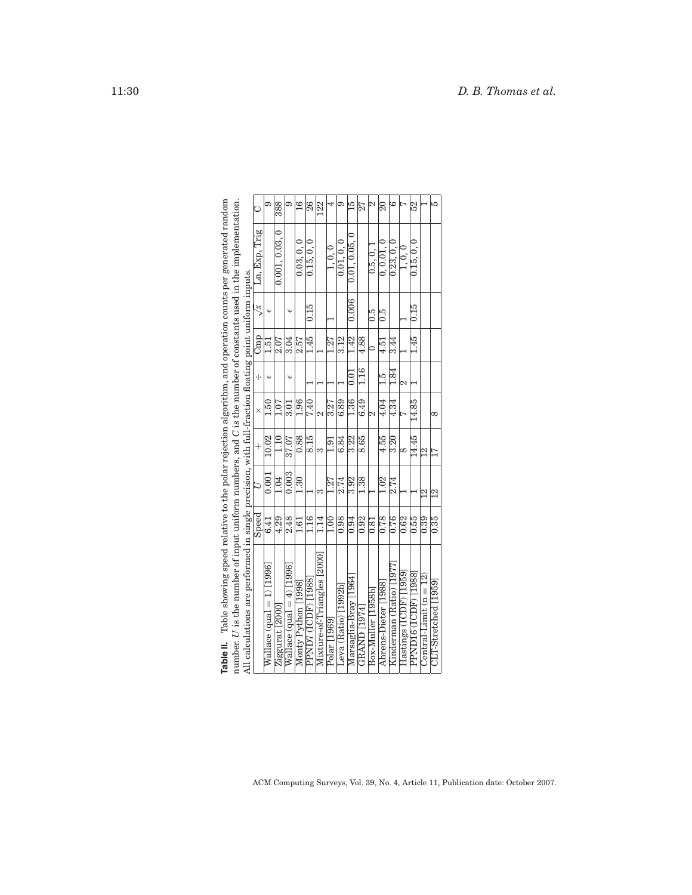**Table II.** Table showing speed relative to the polar rejection algorithm, and operation counts per generated random number. $U$ is the number of input uniform numbers, and $C$ is the number of constants used in the implementation. All calculations are performed in single precision, with full-fraction floating point uniform inputs.

| | Speed | $U$ | $+$ | $\times$ | $\div$ | Cmp | $\sqrt{x}$ | Ln, Exp, Trig | C |
|---|---|---|---|---|---|---|---|---|---|
| Wallace (qual = 1) [1996] | 6.41 | 0.001 | 10.02 | 1.50 | $\epsilon$ | 1.51 | $\epsilon$ | | 9 |
| Ziggurat [2000] | 4.29 | 1.04 | 1.10 | 1.07 | | 2.07 | | 0.001, 0.03, 0 | 388 |
| Wallace (qual = 4) [1996] | 2.48 | 0.003 | 37.07 | 3.01 | $\epsilon$ | 3.04 | $\epsilon$ | | 9 |
| Monty Python [1998] | 1.61 | 1.30 | 0.88 | 1.96 | | 2.57 | | 0.03, 0, 0 | 16 |
| PPND7 (ICDF) [1988] | 1.16 | 1 | 8.15 | 7.40 | 1 | 1.45 | 0.15 | 0.15, 0, 0 | 26 |
| Mixture-of-Triangles [2000] | 1.14 | 3 | 3 | 2 | 1 | 1 | | | 122 |
| Polar [1969] | 1.00 | 1.27 | 1.91 | 3.27 | 1 | 1.27 | 1 | 1, 0, 0 | 4 |
| Leva (Ratio) [1992b] | 0.98 | 2.74 | 6.84 | 6.89 | 1 | 3.12 | | 0.01, 0, 0 | 9 |
| Marsaglia-Bray [1964] | 0.94 | 3.92 | 3.22 | 1.36 | 0.01 | 1.42 | 0.006 | 0.01, 0.05, 0 | 15 |
| GRAND [1974] | 0.92 | 1.38 | 8.65 | 6.49 | 1.16 | 4.88 | | | 27 |
| Box-Muller [1958b] | 0.81 | 1 | | 2 | | 0 | 0.5 | 0.5, 0, 1 | 2 |
| Ahrens-Dieter [1988] | 0.78 | 1.02 | 4.55 | 4.04 | 1.5 | 4.51 | 0.5 | 0, 0.01, 0 | 20 |
| Kinderman (Ratio) [1977] | 0.76 | 2.74 | 3.20 | 4.34 | 1.84 | 3.44 | | 0.23, 0, 0 | 6 |
| Hastings (ICDF) [1959] | 0.62 | 1 | 8 | 7 | 2 | 1 | 1 | 1, 0, 0 | 7 |
| PPND16 (ICDF) [1988] | 0.55 | 1 | 14.45 | 14.85 | 1 | 1.45 | 0.15 | 0.15, 0, 0 | 52 |
| Central-Limit (n = 12) | 0.39 | 12 | 12 | | | | | | 1 |
| CLT-Stretched [1959] | 0.35 | 12 | 17 | 8 | | | | | 5 |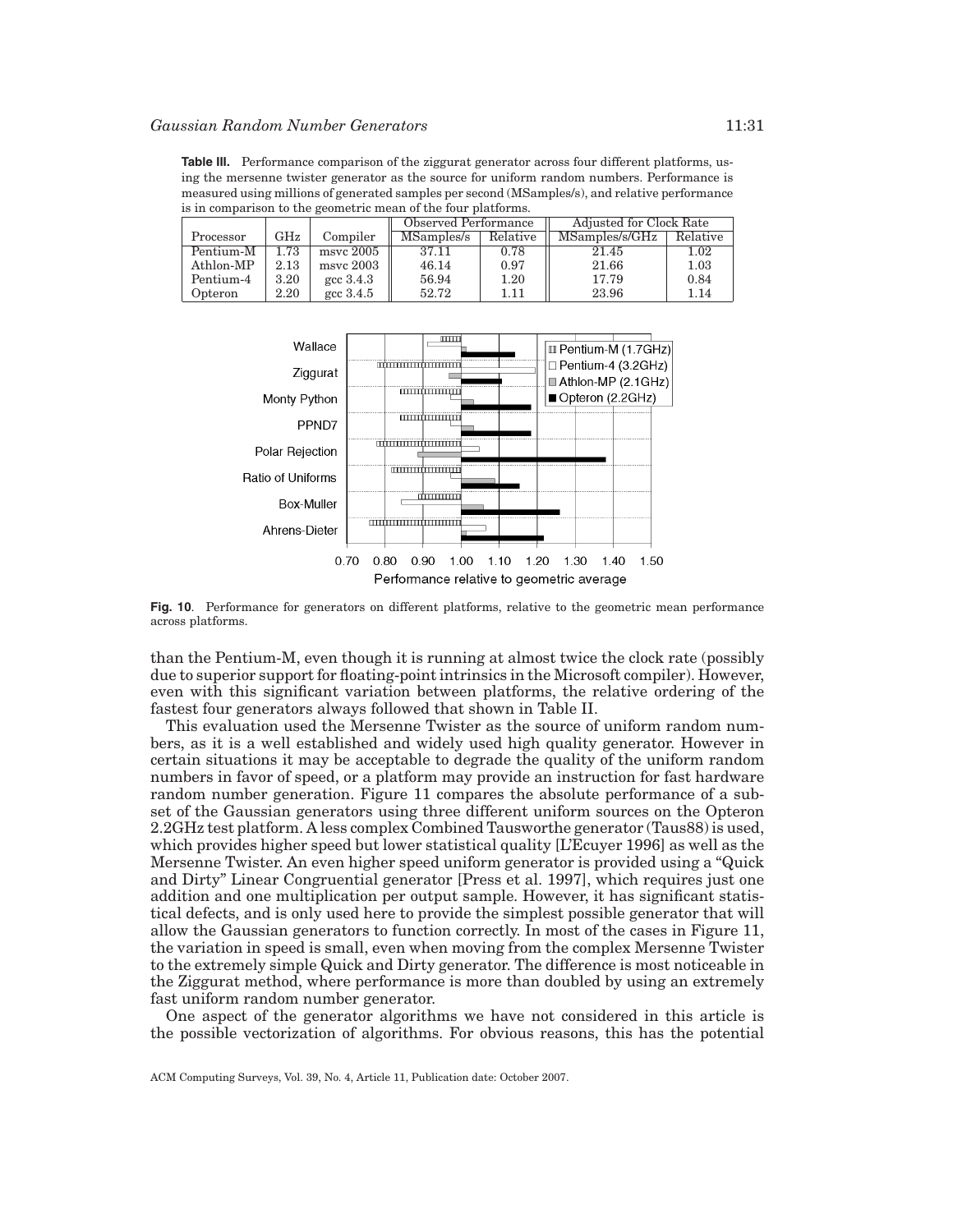**Table III.** Performance comparison of the ziggurat generator across four different platforms, using the mersenne twister generator as the source for uniform random numbers. Performance is measured using millions of generated samples per second (MSamples/s), and relative performance is in comparison to the geometric mean of the four platforms.

| | | | Observed Performance | | Adjusted for Clock Rate | |
|---|---|---|---|---|---|---|
| Processor | GHz | Compiler | MSamples/s | Relative | MSamples/s/GHz | Relative |
| Pentium-M | 1.73 | msvc 2005 | 37.11 | 0.78 | 21.45 | 1.02 |
| Athlon-MP | 2.13 | msvc 2003 | 46.14 | 0.97 | 21.66 | 1.03 |
| Pentium-4 | 3.20 | gcc 3.4.3 | 56.94 | 1.20 | 17.79 | 0.84 |
| Opteron | 2.20 | gcc 3.4.5 | 52.72 | 1.11 | 23.96 | 1.14 |

**Fig. 10**. Performance for generators on different platforms, relative to the geometric mean performance across platforms.

than the Pentium-M, even though it is running at almost twice the clock rate (possibly due to superior support for floating-point intrinsics in the Microsoft compiler). However, even with this significant variation between platforms, the relative ordering of the fastest four generators always followed that shown in Table II.

This evaluation used the Mersenne Twister as the source of uniform random numbers, as it is a well established and widely used high quality generator. However in certain situations it may be acceptable to degrade the quality of the uniform random numbers in favor of speed, or a platform may provide an instruction for fast hardware random number generation. Figure 11 compares the absolute performance of a subset of the Gaussian generators using three different uniform sources on the Opteron 2.2GHz test platform. A less complex Combined Tausworthe generator (Taus88) is used, which provides higher speed but lower statistical quality [L'Ecuyer 1996] as well as the Mersenne Twister. An even higher speed uniform generator is provided using a "Quick and Dirty" Linear Congruential generator [Press et al. 1997], which requires just one addition and one multiplication per output sample. However, it has significant statistical defects, and is only used here to provide the simplest possible generator that will allow the Gaussian generators to function correctly. In most of the cases in Figure 11, the variation in speed is small, even when moving from the complex Mersenne Twister to the extremely simple Quick and Dirty generator. The difference is most noticeable in the Ziggurat method, where performance is more than doubled by using an extremely fast uniform random number generator.

One aspect of the generator algorithms we have not considered in this article is the possible vectorization of algorithms. For obvious reasons, this has the potential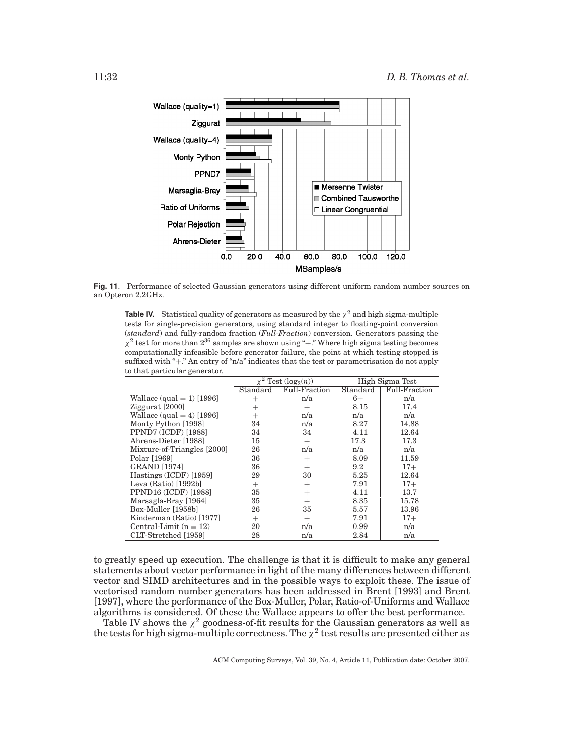**Fig. 11**. Performance of selected Gaussian generators using different uniform random number sources on an Opteron 2.2GHz.

**Table IV.** Statistical quality of generators as measured by the $\chi^2$ and high sigma-multiple tests for single-precision generators, using standard integer to floating-point conversion (*standard*) and fully-random fraction (*Full-Fraction*) conversion. Generators passing the $\chi^2$ test for more than $2^{36}$ samples are shown using "+." Where high sigma testing becomes computationally infeasible before generator failure, the point at which testing stopped is suffixed with "+." An entry of "n/a" indicates that the test or parametrisation do not apply to that particular generator.

| | $\chi^2$ Test ($\log_2(n)$) | | High Sigma Test | |
|---|---|---|---|---|
| | Standard | Full-Fraction | Standard | Full-Fraction |
| Wallace (qual = 1) [1996] | + | n/a | 6+ | n/a |
| Ziggurat [2000] | + | + | 8.15 | 17.4 |
| Wallace (qual = 4) [1996] | + | n/a | n/a | n/a |
| Monty Python [1998] | 34 | n/a | 8.27 | 14.88 |
| PPND7 (ICDF) [1988] | 34 | 34 | 4.11 | 12.64 |
| Ahrens-Dieter [1988] | 15 | + | 17.3 | 17.3 |
| Mixture-of-Triangles [2000] | 26 | n/a | n/a | n/a |
| Polar [1969] | 36 | + | 8.09 | 11.59 |
| GRAND [1974] | 36 | + | 9.2 | 17+ |
| Hastings (ICDF) [1959] | 29 | 30 | 5.25 | 12.64 |
| Leva (Ratio) [1992b] | + | + | 7.91 | 17+ |
| PPND16 (ICDF) [1988] | 35 | + | 4.11 | 13.7 |
| Marsagla-Bray [1964] | 35 | + | 8.35 | 15.78 |
| Box-Muller [1958b] | 26 | 35 | 5.57 | 13.96 |
| Kinderman (Ratio) [1977] | + | + | 7.91 | 17+ |
| Central-Limit (n = 12) | 20 | n/a | 0.99 | n/a |
| CLT-Stretched [1959] | 28 | n/a | 2.84 | n/a |

to greatly speed up execution. The challenge is that it is difficult to make any general statements about vector performance in light of the many differences between different vector and SIMD architectures and in the possible ways to exploit these. The issue of vectorised random number generators has been addressed in Brent [1993] and Brent [1997], where the performance of the Box-Muller, Polar, Ratio-of-Uniforms and Wallace algorithms is considered. Of these the Wallace appears to offer the best performance.

Table IV shows the $\chi^2$ goodness-of-fit results for the Gaussian generators as well as the tests for high sigma-multiple correctness. The $\chi^2$ test results are presented either as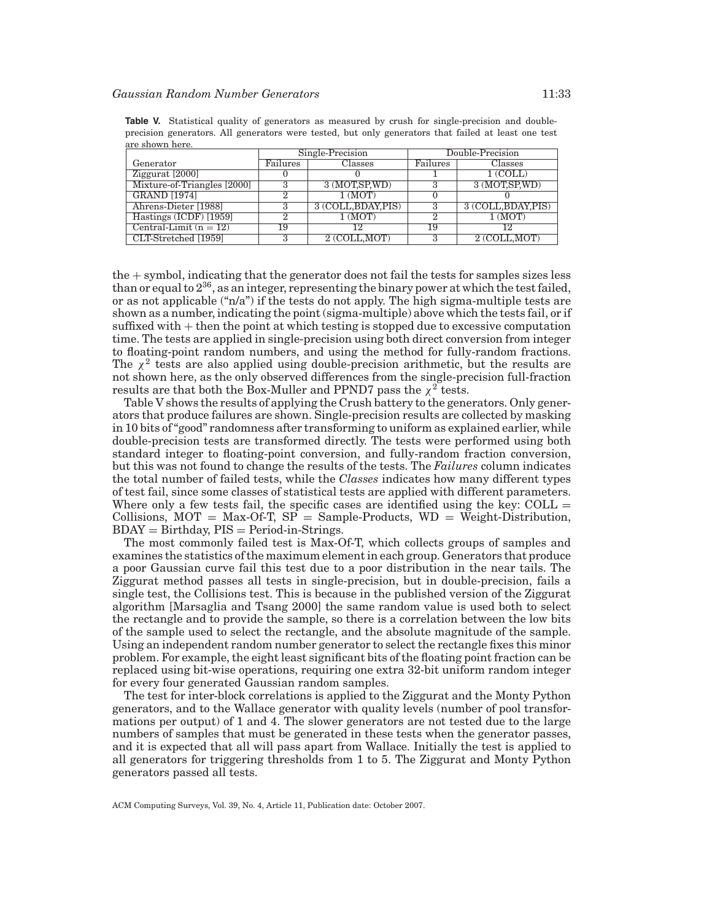**Table V.** Statistical quality of generators as measured by crush for single-precision and double-precision generators. All generators were tested, but only generators that failed at least one test are shown here.

| | Single-Precision | | Double-Precision | |
|---|---|---|---|---|
| Generator | Failures | Classes | Failures | Classes |
| Ziggurat [2000] | 0 | 0 | 1 | 1 (COLL) |
| Mixture-of-Triangles [2000] | 3 | 3 (MOT,SP,WD) | 3 | 3 (MOT,SP,WD) |
| GRAND [1974] | 2 | 1 (MOT) | 0 | 0 |
| Ahrens-Dieter [1988] | 3 | 3 (COLL,BDAY,PIS) | 3 | 3 (COLL,BDAY,PIS) |
| Hastings (ICDF) [1959] | 2 | 1 (MOT) | 2 | 1 (MOT) |
| Central-Limit ($n = 12$) | 19 | 12 | 19 | 12 |
| CLT-Stretched [1959] | 3 | 2 (COLL,MOT) | 3 | 2 (COLL,MOT) |

the + symbol, indicating that the generator does not fail the tests for samples sizes less than or equal to $2^{36}$, as an integer, representing the binary power at which the test failed, or as not applicable ("n/a") if the tests do not apply. The high sigma-multiple tests are shown as a number, indicating the point (sigma-multiple) above which the tests fail, or if suffixed with + then the point at which testing is stopped due to excessive computation time. The tests are applied in single-precision using both direct conversion from integer to floating-point random numbers, and using the method for fully-random fractions. The $\chi^2$ tests are also applied using double-precision arithmetic, but the results are not shown here, as the only observed differences from the single-precision full-fraction results are that both the Box-Muller and PPND7 pass the $\chi^2$ tests.

Table V shows the results of applying the Crush battery to the generators. Only generators that produce failures are shown. Single-precision results are collected by masking in 10 bits of "good" randomness after transforming to uniform as explained earlier, while double-precision tests are transformed directly. The tests were performed using both standard integer to floating-point conversion, and fully-random fraction conversion, but this was not found to change the results of the tests. The *Failures* column indicates the total number of failed tests, while the *Classes* indicates how many different types of test fail, since some classes of statistical tests are applied with different parameters. Where only a few tests fail, the specific cases are identified using the key: COLL = Collisions, MOT = Max-Of-T, SP = Sample-Products, WD = Weight-Distribution, BDAY = Birthday, PIS = Period-in-Strings.

The most commonly failed test is Max-Of-T, which collects groups of samples and examines the statistics of the maximum element in each group. Generators that produce a poor Gaussian curve fail this test due to a poor distribution in the near tails. The Ziggurat method passes all tests in single-precision, but in double-precision, fails a single test, the Collisions test. This is because in the published version of the Ziggurat algorithm [Marsaglia and Tsang 2000] the same random value is used both to select the rectangle and to provide the sample, so there is a correlation between the low bits of the sample used to select the rectangle, and the absolute magnitude of the sample. Using an independent random number generator to select the rectangle fixes this minor problem. For example, the eight least significant bits of the floating point fraction can be replaced using bit-wise operations, requiring one extra 32-bit uniform random integer for every four generated Gaussian random samples.

The test for inter-block correlations is applied to the Ziggurat and the Monty Python generators, and to the Wallace generator with quality levels (number of pool transformations per output) of 1 and 4. The slower generators are not tested due to the large numbers of samples that must be generated in these tests when the generator passes, and it is expected that all will pass apart from Wallace. Initially the test is applied to all generators for triggering thresholds from 1 to 5. The Ziggurat and Monty Python generators passed all tests.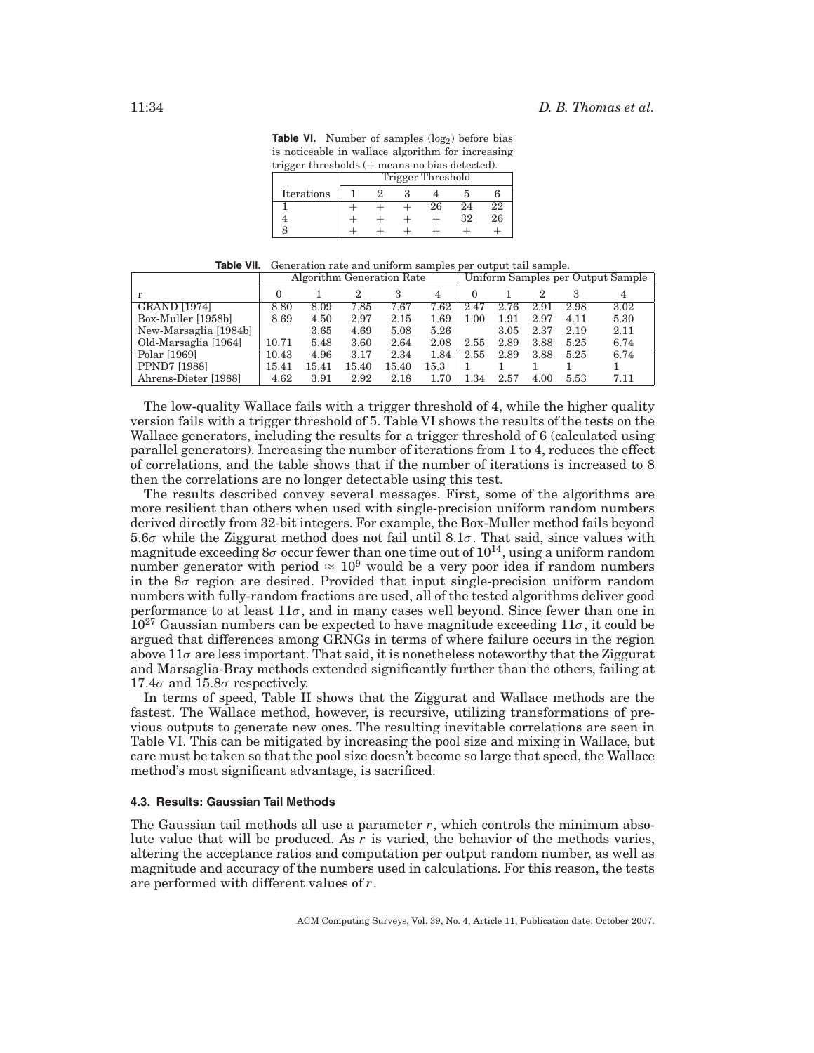**Table VI.** Number of samples ($\log_2$) before bias is noticeable in wallace algorithm for increasing trigger thresholds (+ means no bias detected).

| | Trigger Threshold | | | | | |
|---|---|---|---|---|---|---|
| Iterations | 1 | 2 | 3 | 4 | 5 | 6 |
| 1 | + | + | + | 26 | 24 | 22 |
| 4 | + | + | + | + | 32 | 26 |
| 8 | + | + | + | + | + | + |

**Table VII.** Generation rate and uniform samples per output tail sample.

| | Algorithm Generation Rate | | | | | Uniform Samples per Output Sample | | | | |
|---|---|---|---|---|---|---|---|---|---|---|
| r | 0 | 1 | 2 | 3 | 4 | 0 | 1 | 2 | 3 | 4 |
| GRAND [1974] | 8.80 | 8.09 | 7.85 | 7.67 | 7.62 | 2.47 | 2.76 | 2.91 | 2.98 | 3.02 |
| Box-Muller [1958b] | 8.69 | 4.50 | 2.97 | 2.15 | 1.69 | 1.00 | 1.91 | 2.97 | 4.11 | 5.30 |
| New-Marsaglia [1984b] | | 3.65 | 4.69 | 5.08 | 5.26 | | 3.05 | 2.37 | 2.19 | 2.11 |
| Old-Marsaglia [1964] | 10.71 | 5.48 | 3.60 | 2.64 | 2.08 | 2.55 | 2.89 | 3.88 | 5.25 | 6.74 |
| Polar [1969] | 10.43 | 4.96 | 3.17 | 2.34 | 1.84 | 2.55 | 2.89 | 3.88 | 5.25 | 6.74 |
| PPND7 [1988] | 15.41 | 15.41 | 15.40 | 15.40 | 15.3 | 1 | 1 | 1 | 1 | 1 |
| Ahrens-Dieter [1988] | 4.62 | 3.91 | 2.92 | 2.18 | 1.70 | 1.34 | 2.57 | 4.00 | 5.53 | 7.11 |

The low-quality Wallace fails with a trigger threshold of 4, while the higher quality version fails with a trigger threshold of 5. Table VI shows the results of the tests on the Wallace generators, including the results for a trigger threshold of 6 (calculated using parallel generators). Increasing the number of iterations from 1 to 4, reduces the effect of correlations, and the table shows that if the number of iterations is increased to 8 then the correlations are no longer detectable using this test.

The results described convey several messages. First, some of the algorithms are more resilient than others when used with single-precision uniform random numbers derived directly from 32-bit integers. For example, the Box-Muller method fails beyond $5.6\sigma$ while the Ziggurat method does not fail until $8.1\sigma$. That said, since values with magnitude exceeding $8\sigma$ occur fewer than one time out of $10^{14}$, using a uniform random number generator with period $\approx 10^9$ would be a very poor idea if random numbers in the $8\sigma$ region are desired. Provided that input single-precision uniform random numbers with fully-random fractions are used, all of the tested algorithms deliver good performance to at least $11\sigma$, and in many cases well beyond. Since fewer than one in $10^{27}$ Gaussian numbers can be expected to have magnitude exceeding $11\sigma$, it could be argued that differences among GRNGs in terms of where failure occurs in the region above $11\sigma$ are less important. That said, it is nonetheless noteworthy that the Ziggurat and Marsaglia-Bray methods extended significantly further than the others, failing at $17.4\sigma$ and $15.8\sigma$ respectively.

In terms of speed, Table II shows that the Ziggurat and Wallace methods are the fastest. The Wallace method, however, is recursive, utilizing transformations of previous outputs to generate new ones. The resulting inevitable correlations are seen in Table VI. This can be mitigated by increasing the pool size and mixing in Wallace, but care must be taken so that the pool size doesn't become so large that speed, the Wallace method's most significant advantage, is sacrificed.

### 4.3. Results: Gaussian Tail Methods

The Gaussian tail methods all use a parameter $r$, which controls the minimum absolute value that will be produced. As $r$ is varied, the behavior of the methods varies, altering the acceptance ratios and computation per output random number, as well as magnitude and accuracy of the numbers used in calculations. For this reason, the tests are performed with different values of $r$.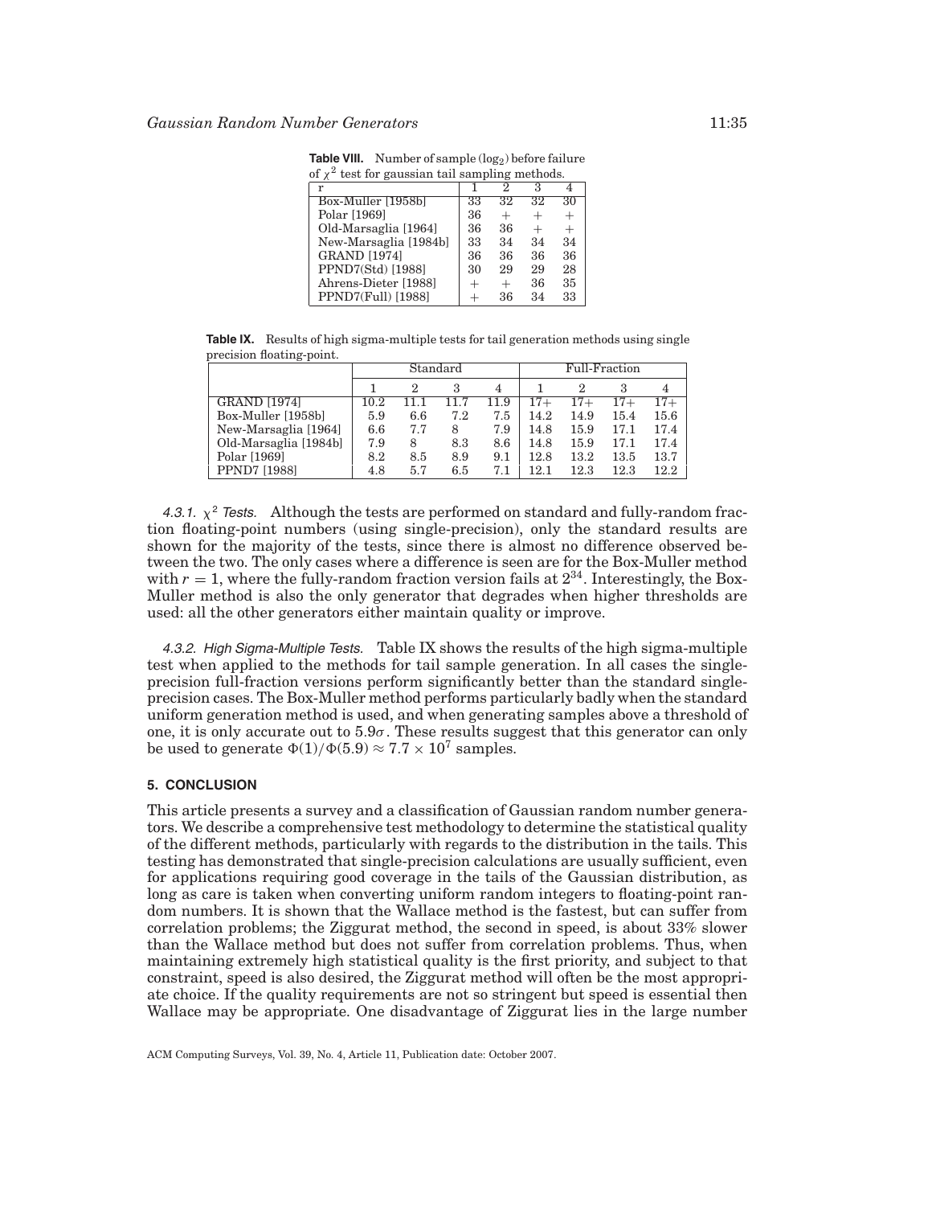**Table VIII.** Number of sample ($\log_2$) before failure of $\chi^2$ test for gaussian tail sampling methods.

| r | 1 | 2 | 3 | 4 |
|---|---|---|---|---|
| Box-Muller [1958b] | 33 | 32 | 32 | 30 |
| Polar [1969] | 36 | + | + | + |
| Old-Marsaglia [1964] | 36 | 36 | + | + |
| New-Marsaglia [1984b] | 33 | 34 | 34 | 34 |
| GRAND [1974] | 36 | 36 | 36 | 36 |
| PPND7(Std) [1988] | 30 | 29 | 29 | 28 |
| Ahrens-Dieter [1988] | + | + | 36 | 35 |
| PPND7(Full) [1988] | + | 36 | 34 | 33 |

**Table IX.** Results of high sigma-multiple tests for tail generation methods using single precision floating-point.

| | Standard | | | | Full-Fraction | | | |
|---|---|---|---|---|---|---|---|---|
| | 1 | 2 | 3 | 4 | 1 | 2 | 3 | 4 |
| GRAND [1974] | 10.2 | 11.1 | 11.7 | 11.9 | 17+ | 17+ | 17+ | 17+ |
| Box-Muller [1958b] | 5.9 | 6.6 | 7.2 | 7.5 | 14.2 | 14.9 | 15.4 | 15.6 |
| New-Marsaglia [1964] | 6.6 | 7.7 | 8 | 7.9 | 14.8 | 15.9 | 17.1 | 17.4 |
| Old-Marsaglia [1984b] | 7.9 | 8 | 8.3 | 8.6 | 14.8 | 15.9 | 17.1 | 17.4 |
| Polar [1969] | 8.2 | 8.5 | 8.9 | 9.1 | 12.8 | 13.2 | 13.5 | 13.7 |
| PPND7 [1988] | 4.8 | 5.7 | 6.5 | 7.1 | 12.1 | 12.3 | 12.3 | 12.2 |

*4.3.1. $\chi^2$ Tests.* Although the tests are performed on standard and fully-random fraction floating-point numbers (using single-precision), only the standard results are shown for the majority of the tests, since there is almost no difference observed between the two. The only cases where a difference is seen are for the Box-Muller method with $r = 1$, where the fully-random fraction version fails at $2^{34}$. Interestingly, the Box-Muller method is also the only generator that degrades when higher thresholds are used: all the other generators either maintain quality or improve.

*4.3.2. High Sigma-Multiple Tests.* Table IX shows the results of the high sigma-multiple test when applied to the methods for tail sample generation. In all cases the single-precision full-fraction versions perform significantly better than the standard single-precision cases. The Box-Muller method performs particularly badly when the standard uniform generation method is used, and when generating samples above a threshold of one, it is only accurate out to $5.9\sigma$. These results suggest that this generator can only be used to generate $\Phi(1)/\Phi(5.9) \approx 7.7 \times 10^7$ samples.

## 5. CONCLUSION

This article presents a survey and a classification of Gaussian random number generators. We describe a comprehensive test methodology to determine the statistical quality of the different methods, particularly with regards to the distribution in the tails. This testing has demonstrated that single-precision calculations are usually sufficient, even for applications requiring good coverage in the tails of the Gaussian distribution, as long as care is taken when converting uniform random integers to floating-point random numbers. It is shown that the Wallace method is the fastest, but can suffer from correlation problems; the Ziggurat method, the second in speed, is about 33% slower than the Wallace method but does not suffer from correlation problems. Thus, when maintaining extremely high statistical quality is the first priority, and subject to that constraint, speed is also desired, the Ziggurat method will often be the most appropriate choice. If the quality requirements are not so stringent but speed is essential then Wallace may be appropriate. One disadvantage of Ziggurat lies in the large number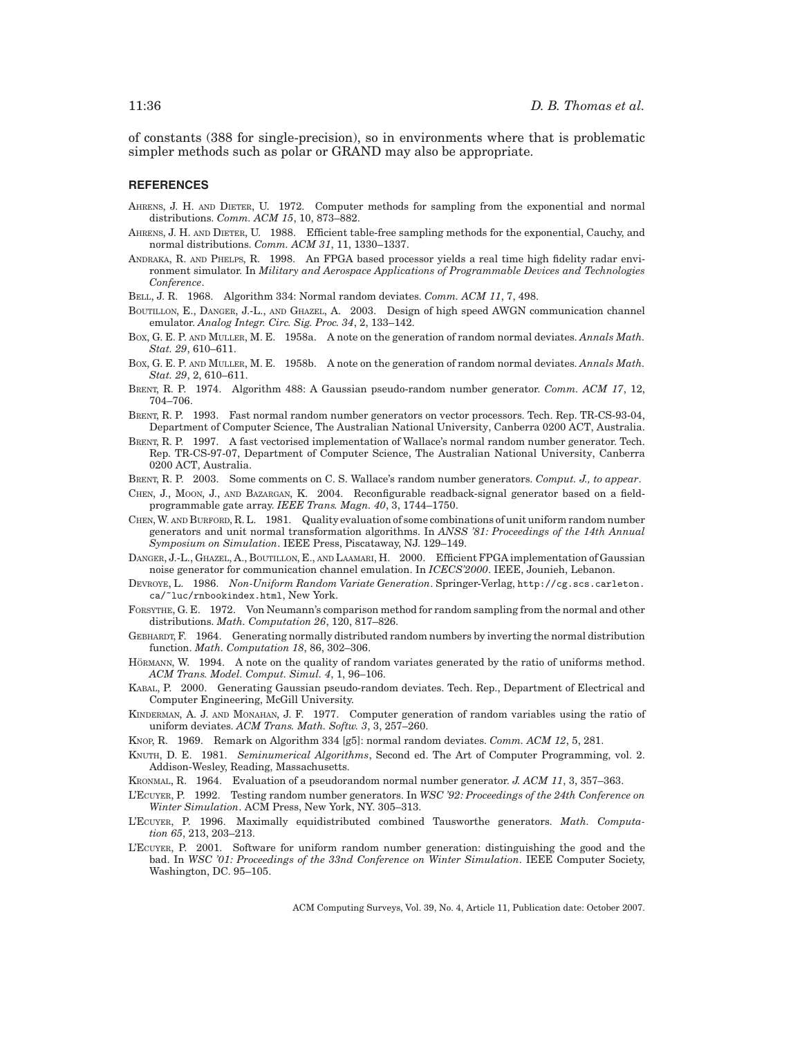of constants (388 for single-precision), so in environments where that is problematic simpler methods such as polar or GRAND may also be appropriate.

## REFERENCES

AHRENS, J. H. AND DIETER, U. 1972. Computer methods for sampling from the exponential and normal distributions. *Comm. ACM 15*, 10, 873–882.

AHRENS, J. H. AND DIETER, U. 1988. Efficient table-free sampling methods for the exponential, Cauchy, and normal distributions. *Comm. ACM 31*, 11, 1330–1337.

ANDRAKA, R. AND PHELPS, R. 1998. An FPGA based processor yields a real time high fidelity radar environment simulator. In *Military and Aerospace Applications of Programmable Devices and Technologies Conference*.

BELL, J. R. 1968. Algorithm 334: Normal random deviates. *Comm. ACM 11*, 7, 498.

BOUTILLON, E., DANGER, J.-L., AND GHAZEL, A. 2003. Design of high speed AWGN communication channel emulator. *Analog Integr. Circ. Sig. Proc. 34*, 2, 133–142.

BOX, G. E. P. AND MULLER, M. E. 1958a. A note on the generation of random normal deviates. *Annals Math. Stat. 29*, 610–611.

BOX, G. E. P. AND MULLER, M. E. 1958b. A note on the generation of random normal deviates. *Annals Math. Stat. 29*, 2, 610–611.

BRENT, R. P. 1974. Algorithm 488: A Gaussian pseudo-random number generator. *Comm. ACM 17*, 12, 704–706.

BRENT, R. P. 1993. Fast normal random number generators on vector processors. Tech. Rep. TR-CS-93-04, Department of Computer Science, The Australian National University, Canberra 0200 ACT, Australia.

BRENT, R. P. 1997. A fast vectorised implementation of Wallace's normal random number generator. Tech. Rep. TR-CS-97-07, Department of Computer Science, The Australian National University, Canberra 0200 ACT, Australia.

BRENT, R. P. 2003. Some comments on C. S. Wallace's random number generators. *Comput. J., to appear*.

CHEN, J., MOON, J., AND BAZARGAN, K. 2004. Reconfigurable readback-signal generator based on a field-programmable gate array. *IEEE Trans. Magn. 40*, 3, 1744–1750.

CHEN, W. AND BURFORD, R. L. 1981. Quality evaluation of some combinations of unit uniform random number generators and unit normal transformation algorithms. In *ANSS '81: Proceedings of the 14th Annual Symposium on Simulation*. IEEE Press, Piscataway, NJ. 129–149.

DANGER, J.-L., GHAZEL, A., BOUTILLON, E., AND LAAMARI, H. 2000. Efficient FPGA implementation of Gaussian noise generator for communication channel emulation. In *ICECS'2000*. IEEE, Jounieh, Lebanon.

DEVROYE, L. 1986. *Non-Uniform Random Variate Generation*. Springer-Verlag, http://cg.scs.carleton.ca/~luc/rnbookindex.html, New York.

FORSYTHE, G. E. 1972. Von Neumann's comparison method for random sampling from the normal and other distributions. *Math. Computation 26*, 120, 817–826.

GEBHARDT, F. 1964. Generating normally distributed random numbers by inverting the normal distribution function. *Math. Computation 18*, 86, 302–306.

HÖRMANN, W. 1994. A note on the quality of random variates generated by the ratio of uniforms method. *ACM Trans. Model. Comput. Simul. 4*, 1, 96–106.

KABAL, P. 2000. Generating Gaussian pseudo-random deviates. Tech. Rep., Department of Electrical and Computer Engineering, McGill University.

KINDERMAN, A. J. AND MONAHAN, J. F. 1977. Computer generation of random variables using the ratio of uniform deviates. *ACM Trans. Math. Softw. 3*, 3, 257–260.

KNOP, R. 1969. Remark on Algorithm 334 [g5]: normal random deviates. *Comm. ACM 12*, 5, 281.

KNUTH, D. E. 1981. *Seminumerical Algorithms*, Second ed. The Art of Computer Programming, vol. 2. Addison-Wesley, Reading, Massachusetts.

KRONMAL, R. 1964. Evaluation of a pseudorandom normal number generator. *J. ACM 11*, 3, 357–363.

L'ECUYER, P. 1992. Testing random number generators. In *WSC '92: Proceedings of the 24th Conference on Winter Simulation*. ACM Press, New York, NY. 305–313.

L'ECUYER, P. 1996. Maximally equidistributed combined Tausworthe generators. *Math. Computation 65*, 213, 203–213.

L'ECUYER, P. 2001. Software for uniform random number generation: distinguishing the good and the bad. In *WSC '01: Proceedings of the 33nd Conference on Winter Simulation*. IEEE Computer Society, Washington, DC. 95–105.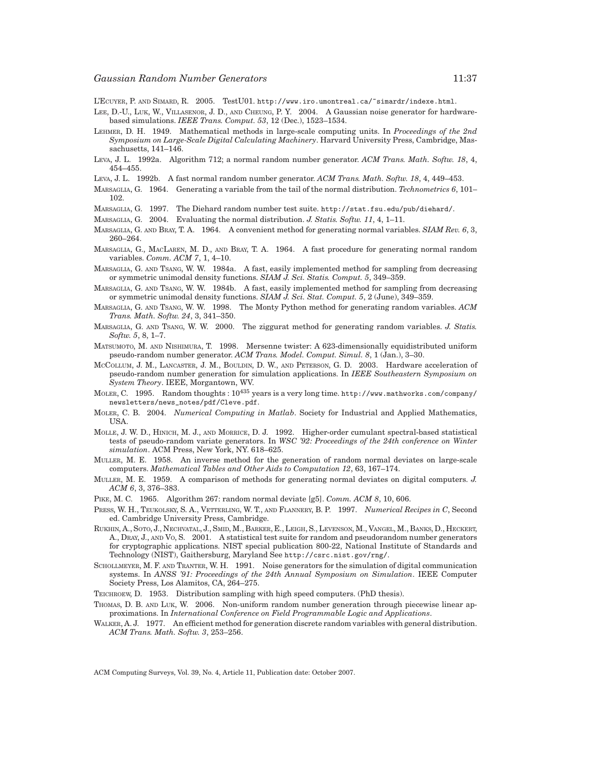L'Ecuyer, P. and Simard, R. 2005. TestU01. http://www.iro.umontreal.ca/~simardr/indexe.html.

Lee, D.-U., Luk, W., Villasenor, J. D., and Cheung, P. Y. 2004. A Gaussian noise generator for hardware-based simulations. *IEEE Trans. Comput. 53*, 12 (Dec.), 1523–1534.

Lehmer, D. H. 1949. Mathematical methods in large-scale computing units. In *Proceedings of the 2nd Symposium on Large-Scale Digital Calculating Machinery*. Harvard University Press, Cambridge, Massachusetts, 141–146.

Leva, J. L. 1992a. Algorithm 712; a normal random number generator. *ACM Trans. Math. Softw. 18*, 4, 454–455.

Leva, J. L. 1992b. A fast normal random number generator. *ACM Trans. Math. Softw. 18*, 4, 449–453.

Marsaglia, G. 1964. Generating a variable from the tail of the normal distribution. *Technometrics 6*, 101–102.

Marsaglia, G. 1997. The Diehard random number test suite. http://stat.fsu.edu/pub/diehard/.

Marsaglia, G. 2004. Evaluating the normal distribution. *J. Statis. Softw. 11*, 4, 1–11.

Marsaglia, G. and Bray, T. A. 1964. A convenient method for generating normal variables. *SIAM Rev. 6*, 3, 260–264.

Marsaglia, G., MacLaren, M. D., and Bray, T. A. 1964. A fast procedure for generating normal random variables. *Comm. ACM 7*, 1, 4–10.

Marsaglia, G. and Tsang, W. W. 1984a. A fast, easily implemented method for sampling from decreasing or symmetric unimodal density functions. *SIAM J. Sci. Statis. Comput. 5*, 349–359.

Marsaglia, G. and Tsang, W. W. 1984b. A fast, easily implemented method for sampling from decreasing or symmetric unimodal density functions. *SIAM J. Sci. Stat. Comput. 5*, 2 (June), 349–359.

Marsaglia, G. and Tsang, W. W. 1998. The Monty Python method for generating random variables. *ACM Trans. Math. Softw. 24*, 3, 341–350.

Marsaglia, G. and Tsang, W. W. 2000. The ziggurat method for generating random variables. *J. Statis. Softw. 5*, 8, 1–7.

Matsumoto, M. and Nishimura, T. 1998. Mersenne twister: A 623-dimensionally equidistributed uniform pseudo-random number generator. *ACM Trans. Model. Comput. Simul. 8*, 1 (Jan.), 3–30.

McCollum, J. M., Lancaster, J. M., Bouldin, D. W., and Peterson, G. D. 2003. Hardware acceleration of pseudo-random number generation for simulation applications. In *IEEE Southeastern Symposium on System Theory*. IEEE, Morgantown, WV.

Moler, C. 1995. Random thoughts : $10^{435}$ years is a very long time. http://www.mathworks.com/company/newsletters/news_notes/pdf/Cleve.pdf.

Moler, C. B. 2004. *Numerical Computing in Matlab*. Society for Industrial and Applied Mathematics, USA.

Molle, J. W. D., Hinich, M. J., and Morrice, D. J. 1992. Higher-order cumulant spectral-based statistical tests of pseudo-random variate generators. In *WSC '92: Proceedings of the 24th conference on Winter simulation*. ACM Press, New York, NY. 618–625.

Muller, M. E. 1958. An inverse method for the generation of random normal deviates on large-scale computers. *Mathematical Tables and Other Aids to Computation 12*, 63, 167–174.

Muller, M. E. 1959. A comparison of methods for generating normal deviates on digital computers. *J. ACM 6*, 3, 376–383.

Pike, M. C. 1965. Algorithm 267: random normal deviate [g5]. *Comm. ACM 8*, 10, 606.

Press, W. H., Teukolsky, S. A., Vetterling, W. T., and Flannery, B. P. 1997. *Numerical Recipes in C*, Second ed. Cambridge University Press, Cambridge.

Rukhin, A., Soto, J., Nechvatal, J., Smid, M., Barker, E., Leigh, S., Levenson, M., Vangel, M., Banks, D., Heckert, A., Dray, J., and Vo, S. 2001. A statistical test suite for random and pseudorandom number generators for cryptographic applications. NIST special publication 800-22, National Institute of Standards and Technology (NIST), Gaithersburg, Maryland See http://csrc.nist.gov/rng/.

Schollmeyer, M. F. and Tranter, W. H. 1991. Noise generators for the simulation of digital communication systems. In *ANSS '91: Proceedings of the 24th Annual Symposium on Simulation*. IEEE Computer Society Press, Los Alamitos, CA, 264–275.

Teichroew, D. 1953. Distribution sampling with high speed computers. (PhD thesis).

Thomas, D. B. and Luk, W. 2006. Non-uniform random number generation through piecewise linear approximations. In *International Conference on Field Programmable Logic and Applications*.

Walker, A. J. 1977. An efficient method for generation discrete random variables with general distribution. *ACM Trans. Math. Softw. 3*, 253–256.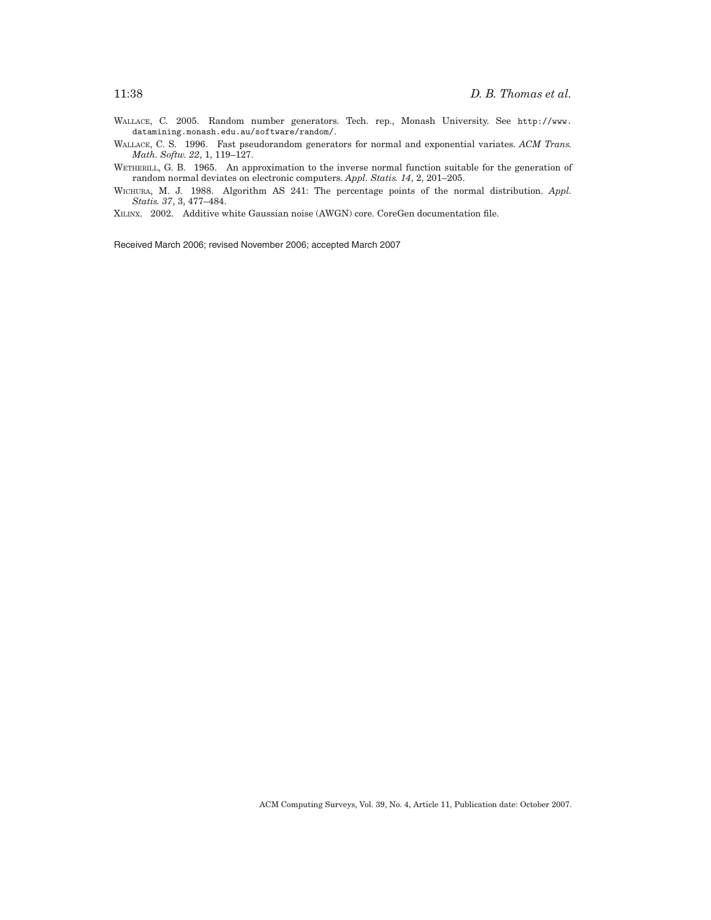Wallace, C. 2005. Random number generators. Tech. rep., Monash University. See http://www.datamining.monash.edu.au/software/random/.

Wallace, C. S. 1996. Fast pseudorandom generators for normal and exponential variates. *ACM Trans. Math. Softw. 22*, 1, 119–127.

Wetherill, G. B. 1965. An approximation to the inverse normal function suitable for the generation of random normal deviates on electronic computers. *Appl. Statis. 14*, 2, 201–205.

Wichura, M. J. 1988. Algorithm AS 241: The percentage points of the normal distribution. *Appl. Statis. 37*, 3, 477–484.

Xilinx. 2002. Additive white Gaussian noise (AWGN) core. CoreGen documentation file.

Received March 2006; revised November 2006; accepted March 2007